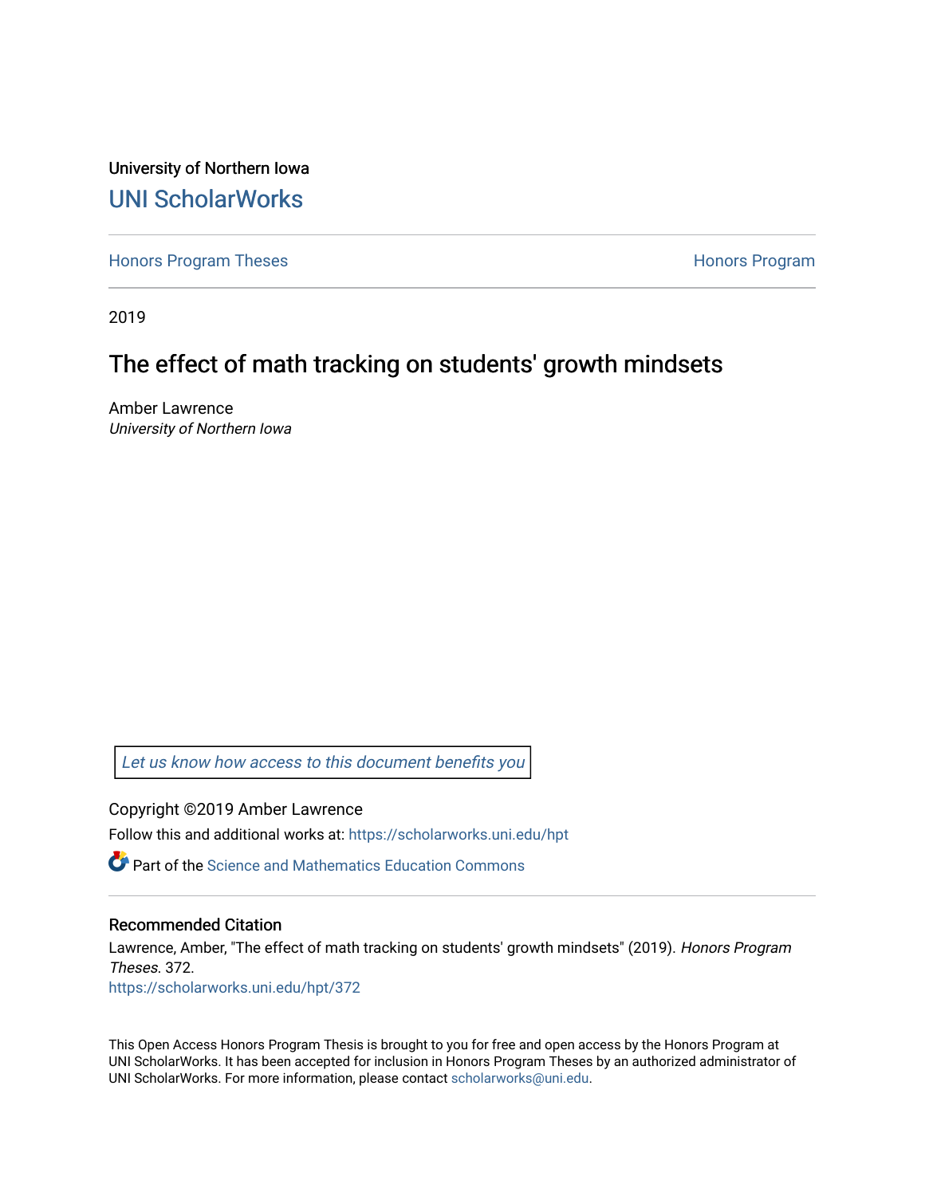University of Northern Iowa

## UNI ScholarWorks

Honors Program Theses | Honors Program

2019

# The effect of math tracking on students' growth mindsets

Amber Lawrence
*University of Northern Iowa*

*Let us know how access to this document benefits you*

Copyright ©2019 Amber Lawrence

Follow this and additional works at: https://scholarworks.uni.edu/hpt

Part of the Science and Mathematics Education Commons

### Recommended Citation

Lawrence, Amber, "The effect of math tracking on students' growth mindsets" (2019). *Honors Program Theses*. 372.
https://scholarworks.uni.edu/hpt/372

This Open Access Honors Program Thesis is brought to you for free and open access by the Honors Program at UNI ScholarWorks. It has been accepted for inclusion in Honors Program Theses by an authorized administrator of UNI ScholarWorks. For more information, please contact scholarworks@uni.edu.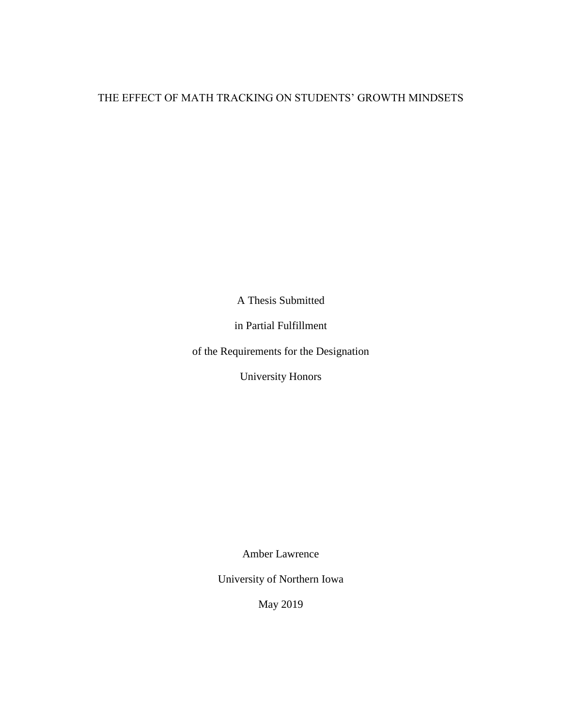# THE EFFECT OF MATH TRACKING ON STUDENTS' GROWTH MINDSETS

A Thesis Submitted

in Partial Fulfillment

of the Requirements for the Designation

University Honors

Amber Lawrence

University of Northern Iowa

May 2019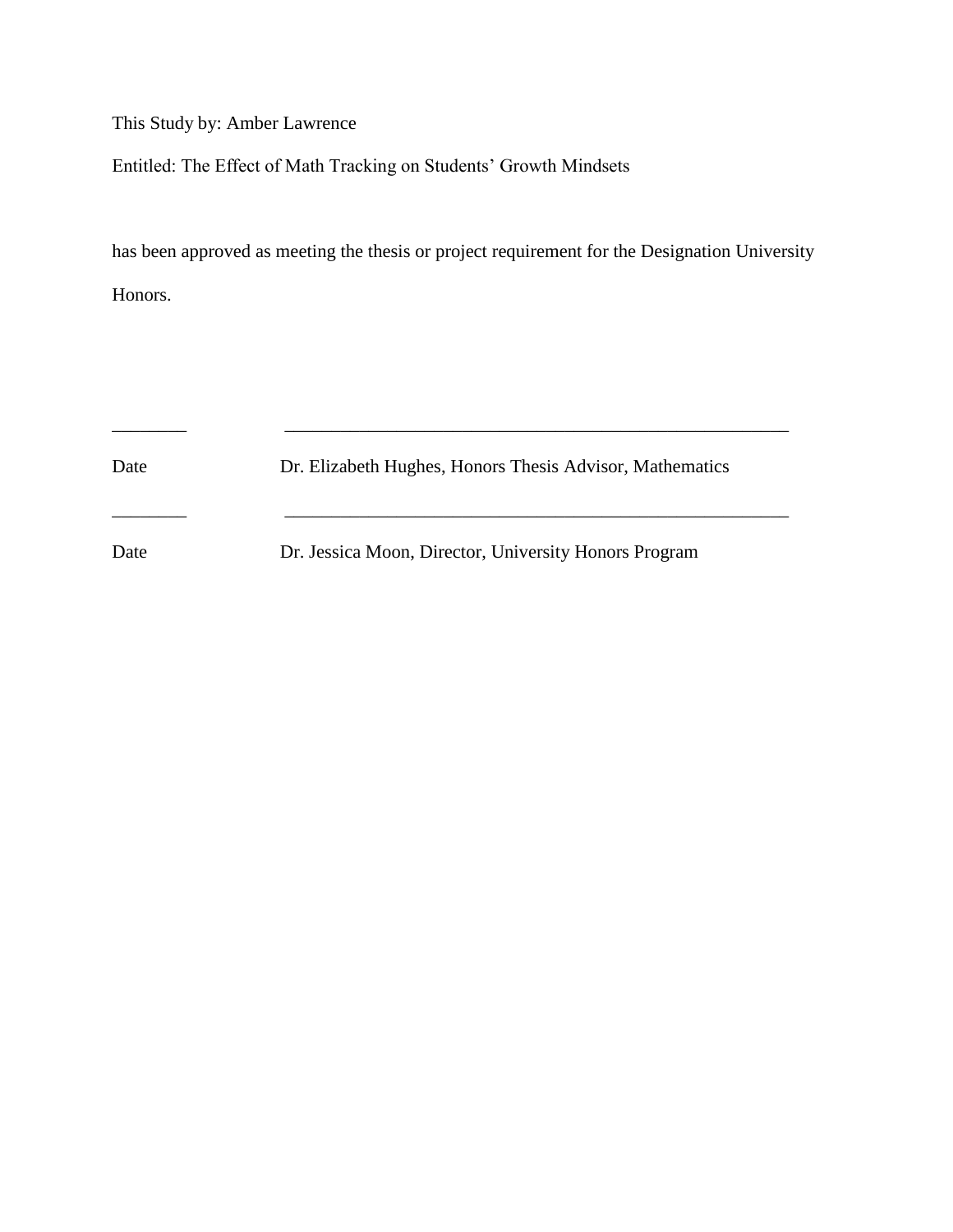This Study by: Amber Lawrence

Entitled: The Effect of Math Tracking on Students' Growth Mindsets

has been approved as meeting the thesis or project requirement for the Designation University Honors.

________ &nbsp;&nbsp;&nbsp;&nbsp;&nbsp;&nbsp;&nbsp;&nbsp; ______________________________________________________

Date &nbsp;&nbsp;&nbsp;&nbsp;&nbsp;&nbsp;&nbsp;&nbsp; Dr. Elizabeth Hughes, Honors Thesis Advisor, Mathematics

________ &nbsp;&nbsp;&nbsp;&nbsp;&nbsp;&nbsp;&nbsp;&nbsp; ______________________________________________________

Date &nbsp;&nbsp;&nbsp;&nbsp;&nbsp;&nbsp;&nbsp;&nbsp; Dr. Jessica Moon, Director, University Honors Program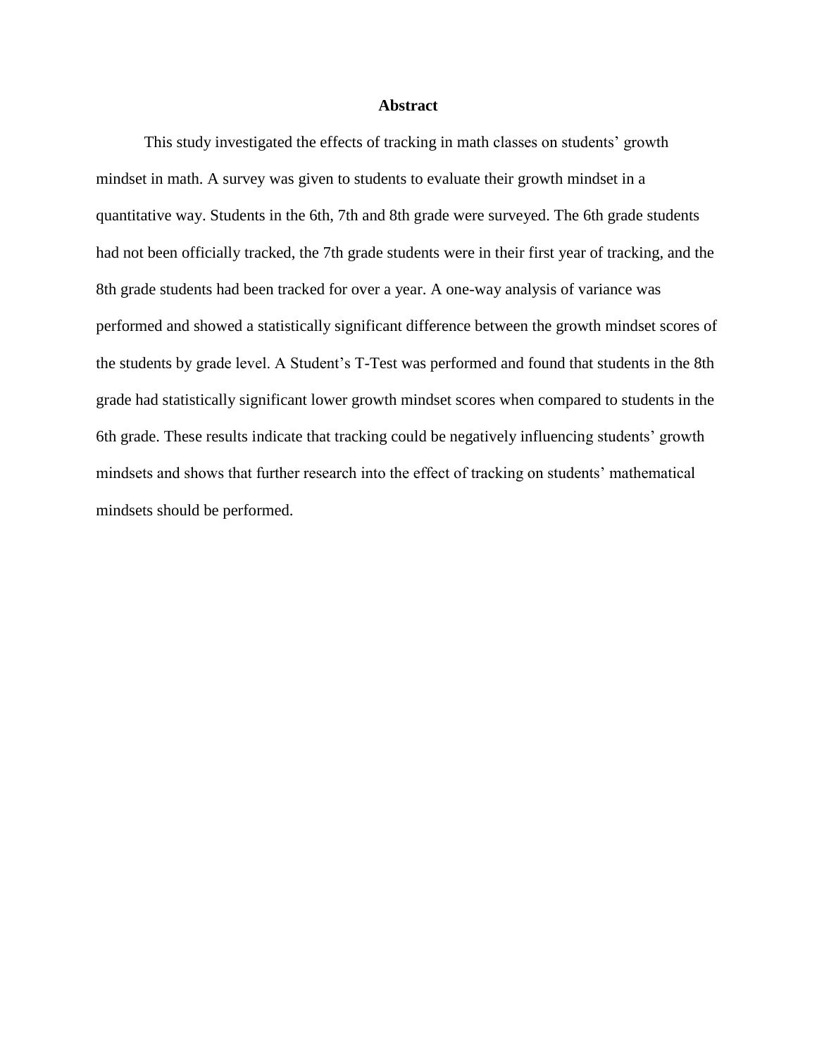# Abstract

This study investigated the effects of tracking in math classes on students' growth mindset in math. A survey was given to students to evaluate their growth mindset in a quantitative way. Students in the 6th, 7th and 8th grade were surveyed. The 6th grade students had not been officially tracked, the 7th grade students were in their first year of tracking, and the 8th grade students had been tracked for over a year. A one-way analysis of variance was performed and showed a statistically significant difference between the growth mindset scores of the students by grade level. A Student's T-Test was performed and found that students in the 8th grade had statistically significant lower growth mindset scores when compared to students in the 6th grade. These results indicate that tracking could be negatively influencing students' growth mindsets and shows that further research into the effect of tracking on students' mathematical mindsets should be performed.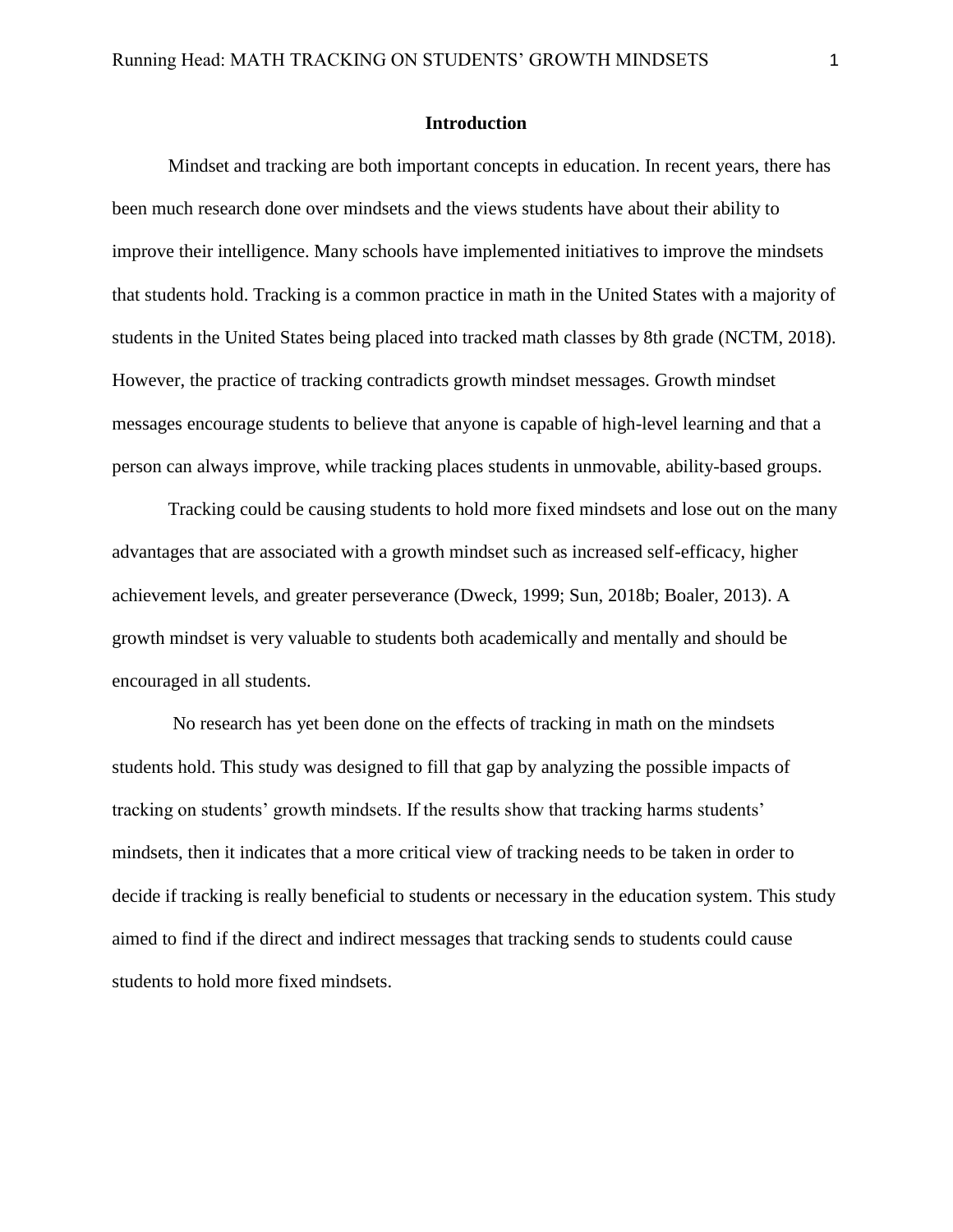## Introduction

Mindset and tracking are both important concepts in education. In recent years, there has been much research done over mindsets and the views students have about their ability to improve their intelligence. Many schools have implemented initiatives to improve the mindsets that students hold. Tracking is a common practice in math in the United States with a majority of students in the United States being placed into tracked math classes by 8th grade (NCTM, 2018). However, the practice of tracking contradicts growth mindset messages. Growth mindset messages encourage students to believe that anyone is capable of high-level learning and that a person can always improve, while tracking places students in unmovable, ability-based groups.

Tracking could be causing students to hold more fixed mindsets and lose out on the many advantages that are associated with a growth mindset such as increased self-efficacy, higher achievement levels, and greater perseverance (Dweck, 1999; Sun, 2018b; Boaler, 2013). A growth mindset is very valuable to students both academically and mentally and should be encouraged in all students.

No research has yet been done on the effects of tracking in math on the mindsets students hold. This study was designed to fill that gap by analyzing the possible impacts of tracking on students' growth mindsets. If the results show that tracking harms students' mindsets, then it indicates that a more critical view of tracking needs to be taken in order to decide if tracking is really beneficial to students or necessary in the education system. This study aimed to find if the direct and indirect messages that tracking sends to students could cause students to hold more fixed mindsets.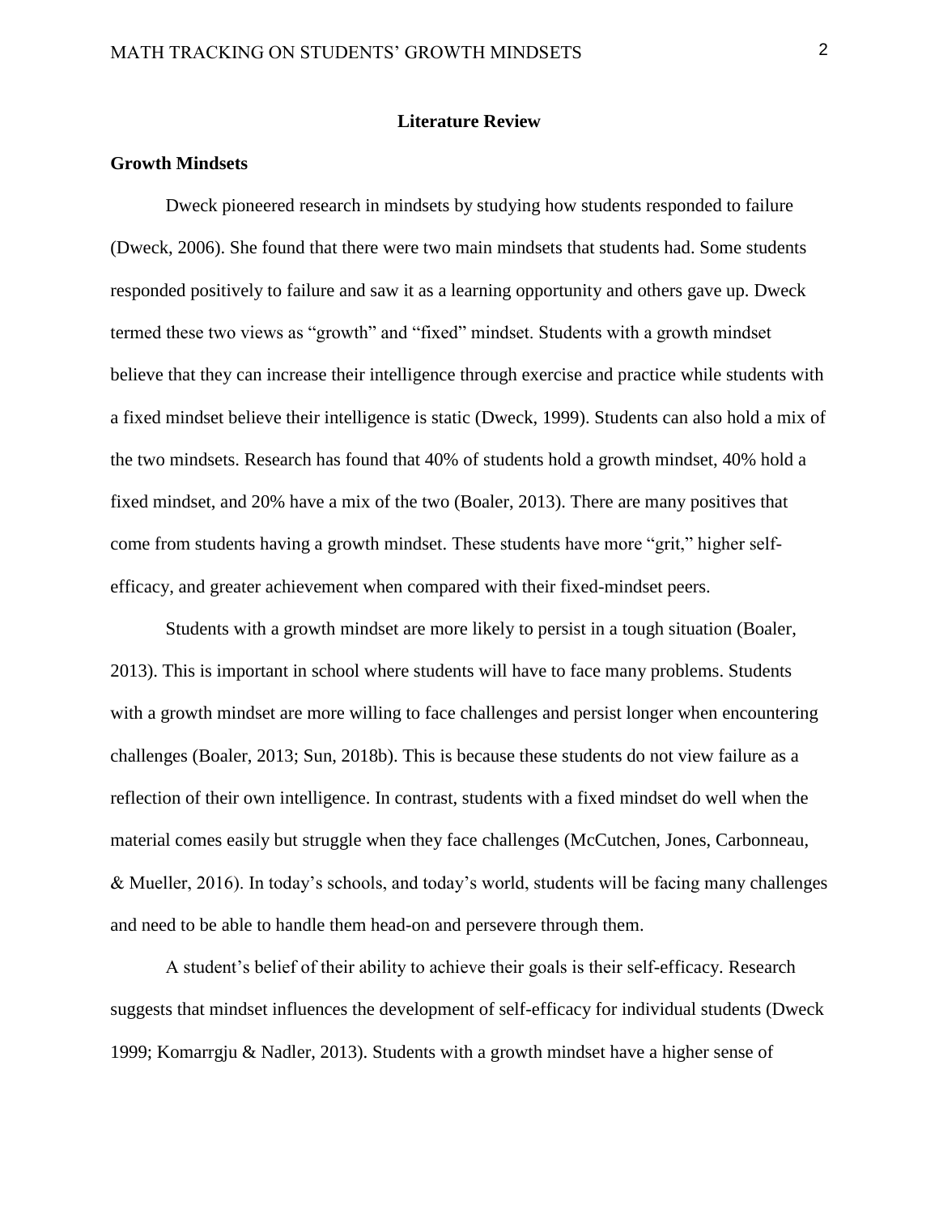## Literature Review

### Growth Mindsets

Dweck pioneered research in mindsets by studying how students responded to failure (Dweck, 2006). She found that there were two main mindsets that students had. Some students responded positively to failure and saw it as a learning opportunity and others gave up. Dweck termed these two views as "growth" and "fixed" mindset. Students with a growth mindset believe that they can increase their intelligence through exercise and practice while students with a fixed mindset believe their intelligence is static (Dweck, 1999). Students can also hold a mix of the two mindsets. Research has found that 40% of students hold a growth mindset, 40% hold a fixed mindset, and 20% have a mix of the two (Boaler, 2013). There are many positives that come from students having a growth mindset. These students have more "grit," higher self-efficacy, and greater achievement when compared with their fixed-mindset peers.

Students with a growth mindset are more likely to persist in a tough situation (Boaler, 2013). This is important in school where students will have to face many problems. Students with a growth mindset are more willing to face challenges and persist longer when encountering challenges (Boaler, 2013; Sun, 2018b). This is because these students do not view failure as a reflection of their own intelligence. In contrast, students with a fixed mindset do well when the material comes easily but struggle when they face challenges (McCutchen, Jones, Carbonneau, & Mueller, 2016). In today's schools, and today's world, students will be facing many challenges and need to be able to handle them head-on and persevere through them.

A student's belief of their ability to achieve their goals is their self-efficacy. Research suggests that mindset influences the development of self-efficacy for individual students (Dweck 1999; Komarrgju & Nadler, 2013). Students with a growth mindset have a higher sense of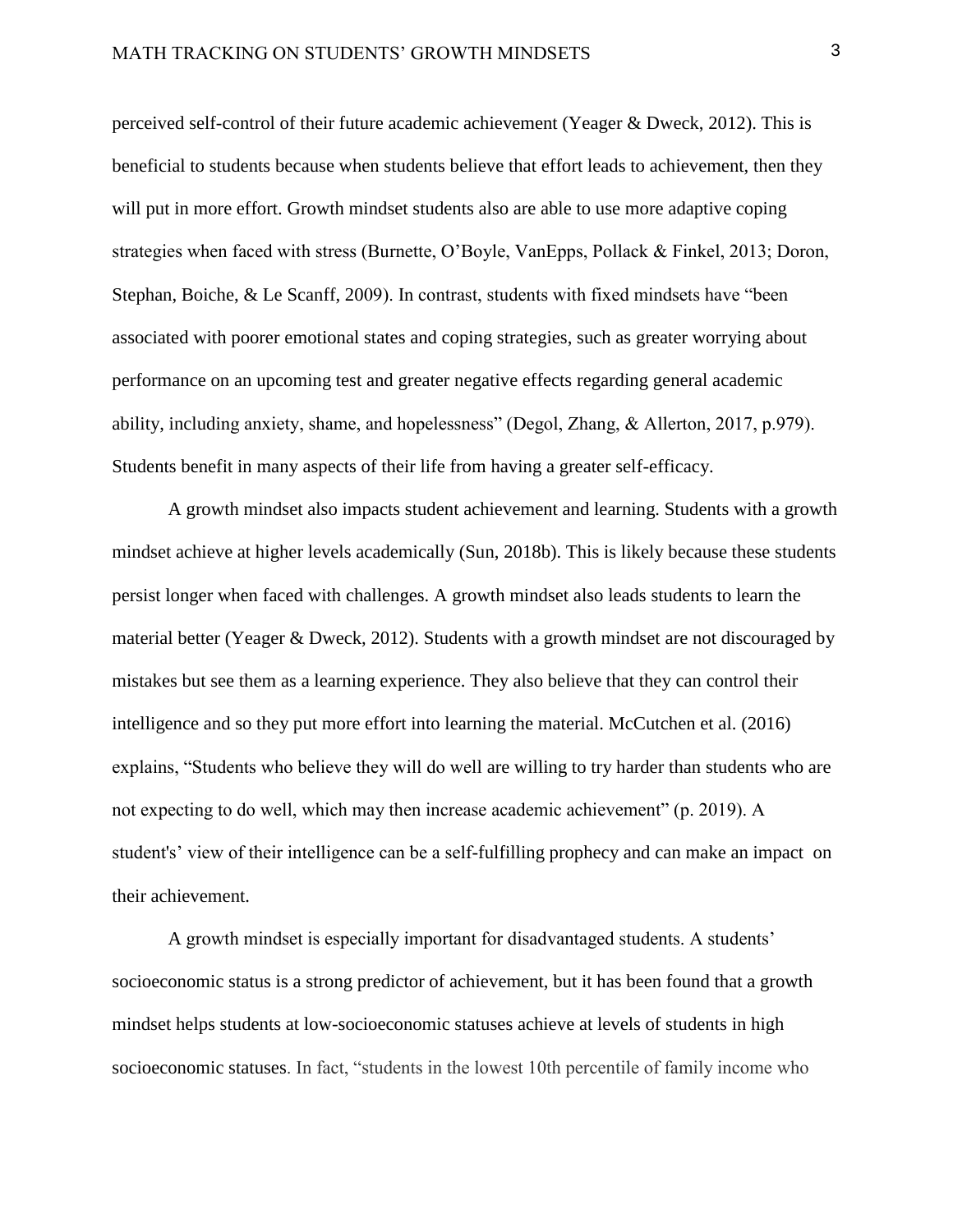perceived self-control of their future academic achievement (Yeager & Dweck, 2012). This is beneficial to students because when students believe that effort leads to achievement, then they will put in more effort. Growth mindset students also are able to use more adaptive coping strategies when faced with stress (Burnette, O'Boyle, VanEpps, Pollack & Finkel, 2013; Doron, Stephan, Boiche, & Le Scanff, 2009). In contrast, students with fixed mindsets have "been associated with poorer emotional states and coping strategies, such as greater worrying about performance on an upcoming test and greater negative effects regarding general academic ability, including anxiety, shame, and hopelessness" (Degol, Zhang, & Allerton, 2017, p.979). Students benefit in many aspects of their life from having a greater self-efficacy.

A growth mindset also impacts student achievement and learning. Students with a growth mindset achieve at higher levels academically (Sun, 2018b). This is likely because these students persist longer when faced with challenges. A growth mindset also leads students to learn the material better (Yeager & Dweck, 2012). Students with a growth mindset are not discouraged by mistakes but see them as a learning experience. They also believe that they can control their intelligence and so they put more effort into learning the material. McCutchen et al. (2016) explains, "Students who believe they will do well are willing to try harder than students who are not expecting to do well, which may then increase academic achievement" (p. 2019). A student's' view of their intelligence can be a self-fulfilling prophecy and can make an impact on their achievement.

A growth mindset is especially important for disadvantaged students. A students' socioeconomic status is a strong predictor of achievement, but it has been found that a growth mindset helps students at low-socioeconomic statuses achieve at levels of students in high socioeconomic statuses. In fact, "students in the lowest 10th percentile of family income who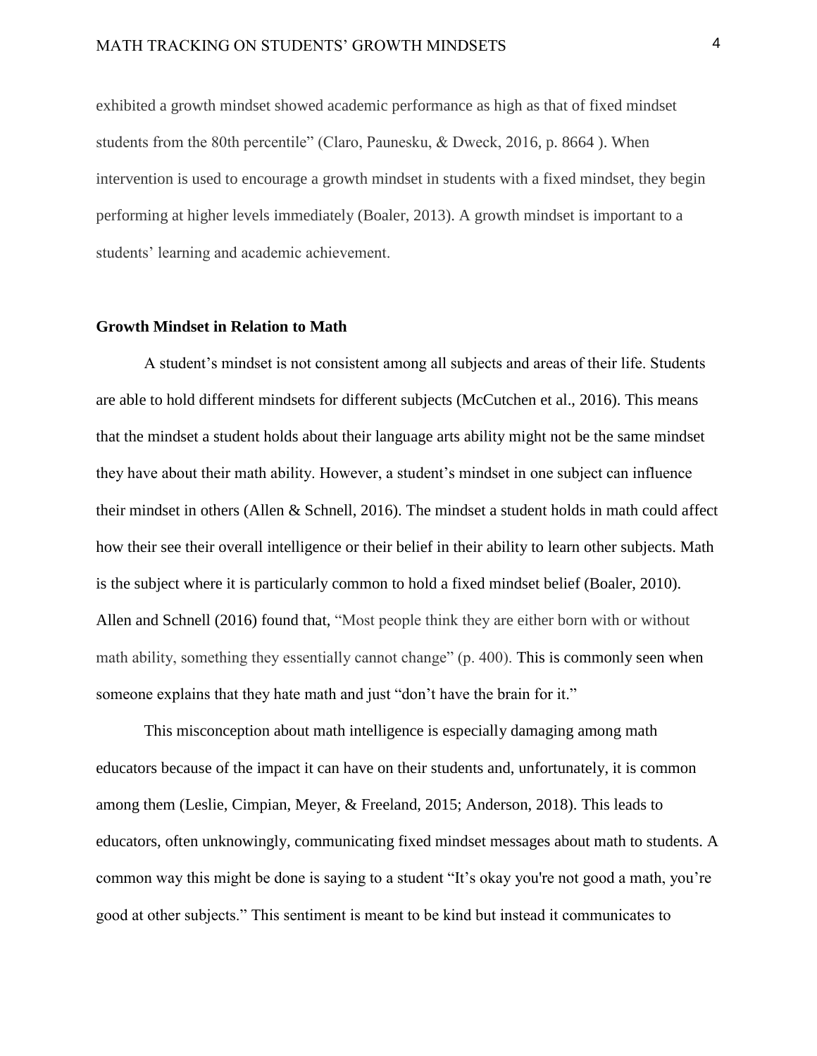exhibited a growth mindset showed academic performance as high as that of fixed mindset students from the 80th percentile" (Claro, Paunesku, & Dweck, 2016, p. 8664 ). When intervention is used to encourage a growth mindset in students with a fixed mindset, they begin performing at higher levels immediately (Boaler, 2013). A growth mindset is important to a students' learning and academic achievement.

**Growth Mindset in Relation to Math**

A student's mindset is not consistent among all subjects and areas of their life. Students are able to hold different mindsets for different subjects (McCutchen et al., 2016). This means that the mindset a student holds about their language arts ability might not be the same mindset they have about their math ability. However, a student's mindset in one subject can influence their mindset in others (Allen & Schnell, 2016). The mindset a student holds in math could affect how their see their overall intelligence or their belief in their ability to learn other subjects. Math is the subject where it is particularly common to hold a fixed mindset belief (Boaler, 2010). Allen and Schnell (2016) found that, "Most people think they are either born with or without math ability, something they essentially cannot change" (p. 400). This is commonly seen when someone explains that they hate math and just "don't have the brain for it."

This misconception about math intelligence is especially damaging among math educators because of the impact it can have on their students and, unfortunately, it is common among them (Leslie, Cimpian, Meyer, & Freeland, 2015; Anderson, 2018). This leads to educators, often unknowingly, communicating fixed mindset messages about math to students. A common way this might be done is saying to a student "It's okay you're not good a math, you're good at other subjects." This sentiment is meant to be kind but instead it communicates to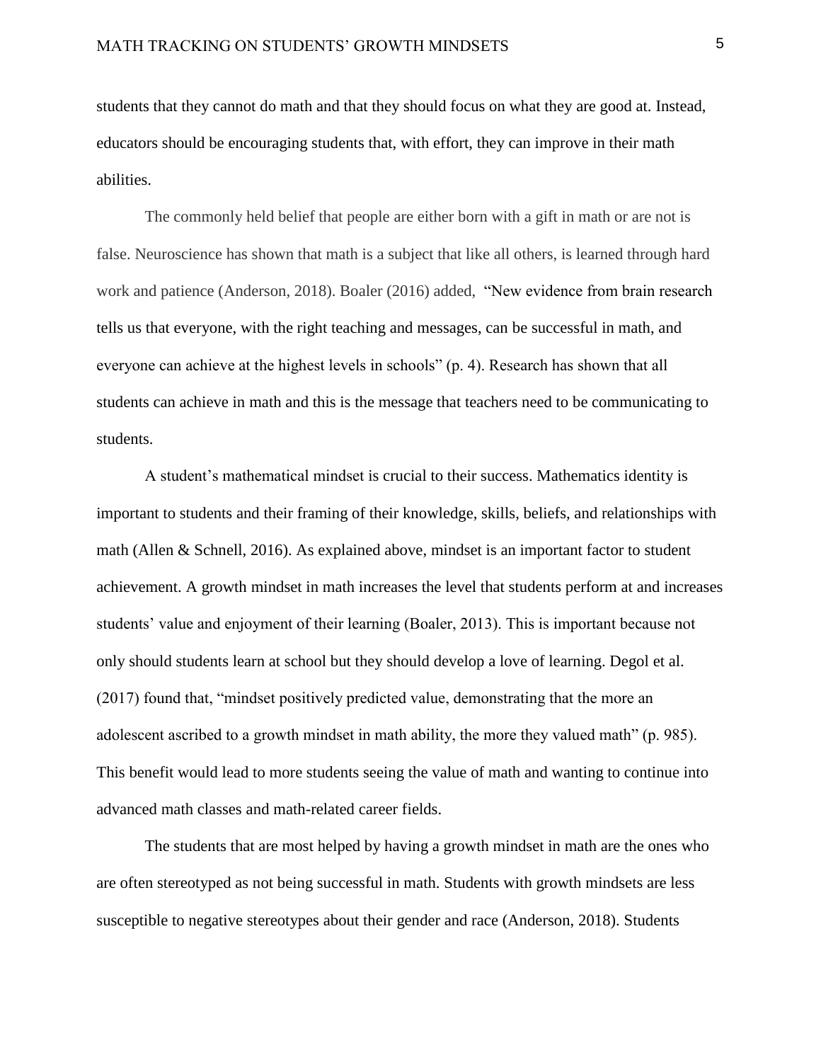students that they cannot do math and that they should focus on what they are good at. Instead, educators should be encouraging students that, with effort, they can improve in their math abilities.

The commonly held belief that people are either born with a gift in math or are not is false. Neuroscience has shown that math is a subject that like all others, is learned through hard work and patience (Anderson, 2018). Boaler (2016) added, "New evidence from brain research tells us that everyone, with the right teaching and messages, can be successful in math, and everyone can achieve at the highest levels in schools" (p. 4). Research has shown that all students can achieve in math and this is the message that teachers need to be communicating to students.

A student's mathematical mindset is crucial to their success. Mathematics identity is important to students and their framing of their knowledge, skills, beliefs, and relationships with math (Allen & Schnell, 2016). As explained above, mindset is an important factor to student achievement. A growth mindset in math increases the level that students perform at and increases students' value and enjoyment of their learning (Boaler, 2013). This is important because not only should students learn at school but they should develop a love of learning. Degol et al. (2017) found that, "mindset positively predicted value, demonstrating that the more an adolescent ascribed to a growth mindset in math ability, the more they valued math" (p. 985). This benefit would lead to more students seeing the value of math and wanting to continue into advanced math classes and math-related career fields.

The students that are most helped by having a growth mindset in math are the ones who are often stereotyped as not being successful in math. Students with growth mindsets are less susceptible to negative stereotypes about their gender and race (Anderson, 2018). Students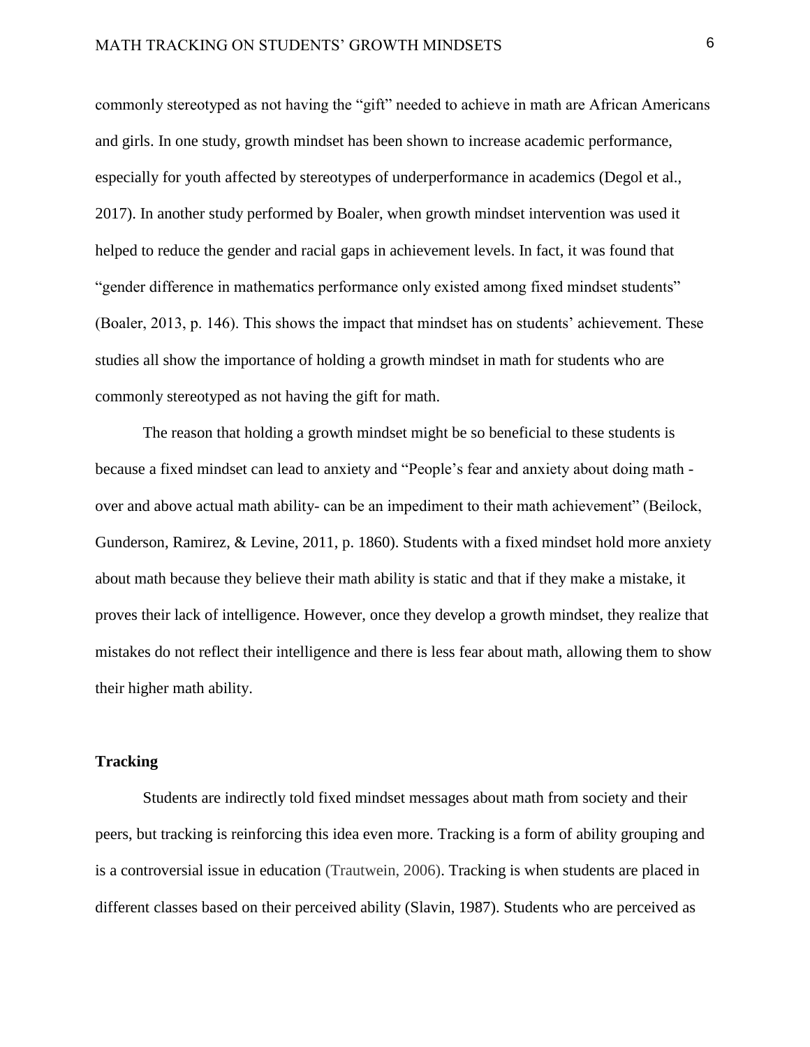commonly stereotyped as not having the "gift" needed to achieve in math are African Americans and girls. In one study, growth mindset has been shown to increase academic performance, especially for youth affected by stereotypes of underperformance in academics (Degol et al., 2017). In another study performed by Boaler, when growth mindset intervention was used it helped to reduce the gender and racial gaps in achievement levels. In fact, it was found that "gender difference in mathematics performance only existed among fixed mindset students" (Boaler, 2013, p. 146). This shows the impact that mindset has on students' achievement. These studies all show the importance of holding a growth mindset in math for students who are commonly stereotyped as not having the gift for math.

The reason that holding a growth mindset might be so beneficial to these students is because a fixed mindset can lead to anxiety and "People's fear and anxiety about doing math - over and above actual math ability- can be an impediment to their math achievement" (Beilock, Gunderson, Ramirez, & Levine, 2011, p. 1860). Students with a fixed mindset hold more anxiety about math because they believe their math ability is static and that if they make a mistake, it proves their lack of intelligence. However, once they develop a growth mindset, they realize that mistakes do not reflect their intelligence and there is less fear about math, allowing them to show their higher math ability.

**Tracking**

Students are indirectly told fixed mindset messages about math from society and their peers, but tracking is reinforcing this idea even more. Tracking is a form of ability grouping and is a controversial issue in education (Trautwein, 2006). Tracking is when students are placed in different classes based on their perceived ability (Slavin, 1987). Students who are perceived as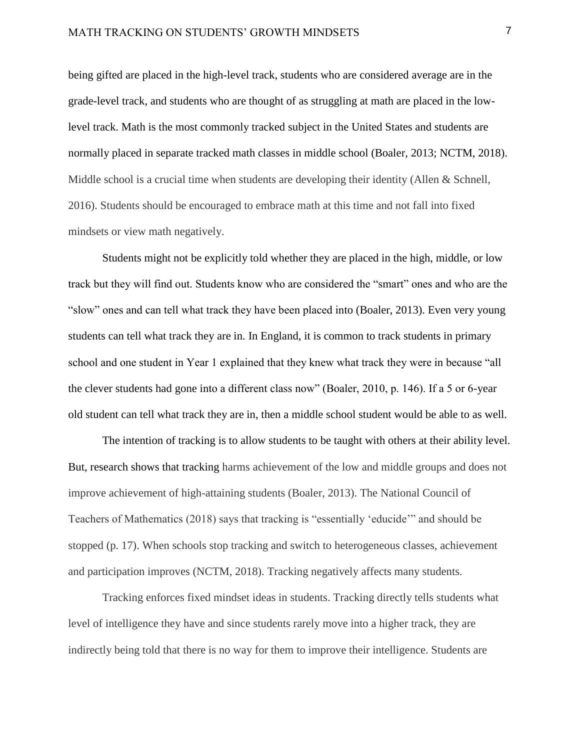being gifted are placed in the high-level track, students who are considered average are in the grade-level track, and students who are thought of as struggling at math are placed in the low-level track. Math is the most commonly tracked subject in the United States and students are normally placed in separate tracked math classes in middle school (Boaler, 2013; NCTM, 2018). Middle school is a crucial time when students are developing their identity (Allen & Schnell, 2016). Students should be encouraged to embrace math at this time and not fall into fixed mindsets or view math negatively.

Students might not be explicitly told whether they are placed in the high, middle, or low track but they will find out. Students know who are considered the "smart" ones and who are the "slow" ones and can tell what track they have been placed into (Boaler, 2013). Even very young students can tell what track they are in. In England, it is common to track students in primary school and one student in Year 1 explained that they knew what track they were in because "all the clever students had gone into a different class now" (Boaler, 2010, p. 146). If a 5 or 6-year old student can tell what track they are in, then a middle school student would be able to as well.

The intention of tracking is to allow students to be taught with others at their ability level. But, research shows that tracking harms achievement of the low and middle groups and does not improve achievement of high-attaining students (Boaler, 2013). The National Council of Teachers of Mathematics (2018) says that tracking is "essentially 'educide'" and should be stopped (p. 17). When schools stop tracking and switch to heterogeneous classes, achievement and participation improves (NCTM, 2018). Tracking negatively affects many students.

Tracking enforces fixed mindset ideas in students. Tracking directly tells students what level of intelligence they have and since students rarely move into a higher track, they are indirectly being told that there is no way for them to improve their intelligence. Students are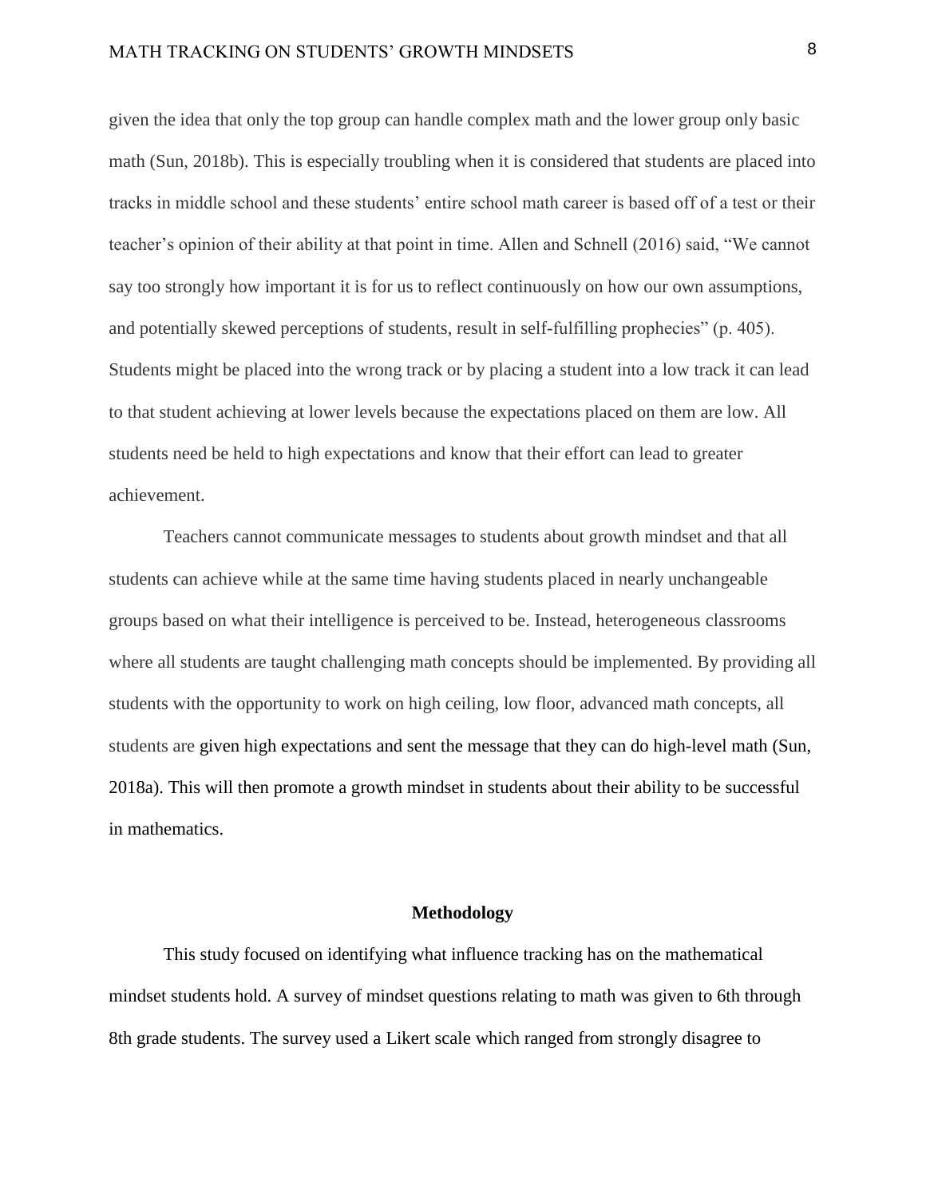given the idea that only the top group can handle complex math and the lower group only basic math (Sun, 2018b). This is especially troubling when it is considered that students are placed into tracks in middle school and these students' entire school math career is based off of a test or their teacher's opinion of their ability at that point in time. Allen and Schnell (2016) said, "We cannot say too strongly how important it is for us to reflect continuously on how our own assumptions, and potentially skewed perceptions of students, result in self-fulfilling prophecies" (p. 405). Students might be placed into the wrong track or by placing a student into a low track it can lead to that student achieving at lower levels because the expectations placed on them are low. All students need be held to high expectations and know that their effort can lead to greater achievement.

Teachers cannot communicate messages to students about growth mindset and that all students can achieve while at the same time having students placed in nearly unchangeable groups based on what their intelligence is perceived to be. Instead, heterogeneous classrooms where all students are taught challenging math concepts should be implemented. By providing all students with the opportunity to work on high ceiling, low floor, advanced math concepts, all students are given high expectations and sent the message that they can do high-level math (Sun, 2018a). This will then promote a growth mindset in students about their ability to be successful in mathematics.

## Methodology

This study focused on identifying what influence tracking has on the mathematical mindset students hold. A survey of mindset questions relating to math was given to 6th through 8th grade students. The survey used a Likert scale which ranged from strongly disagree to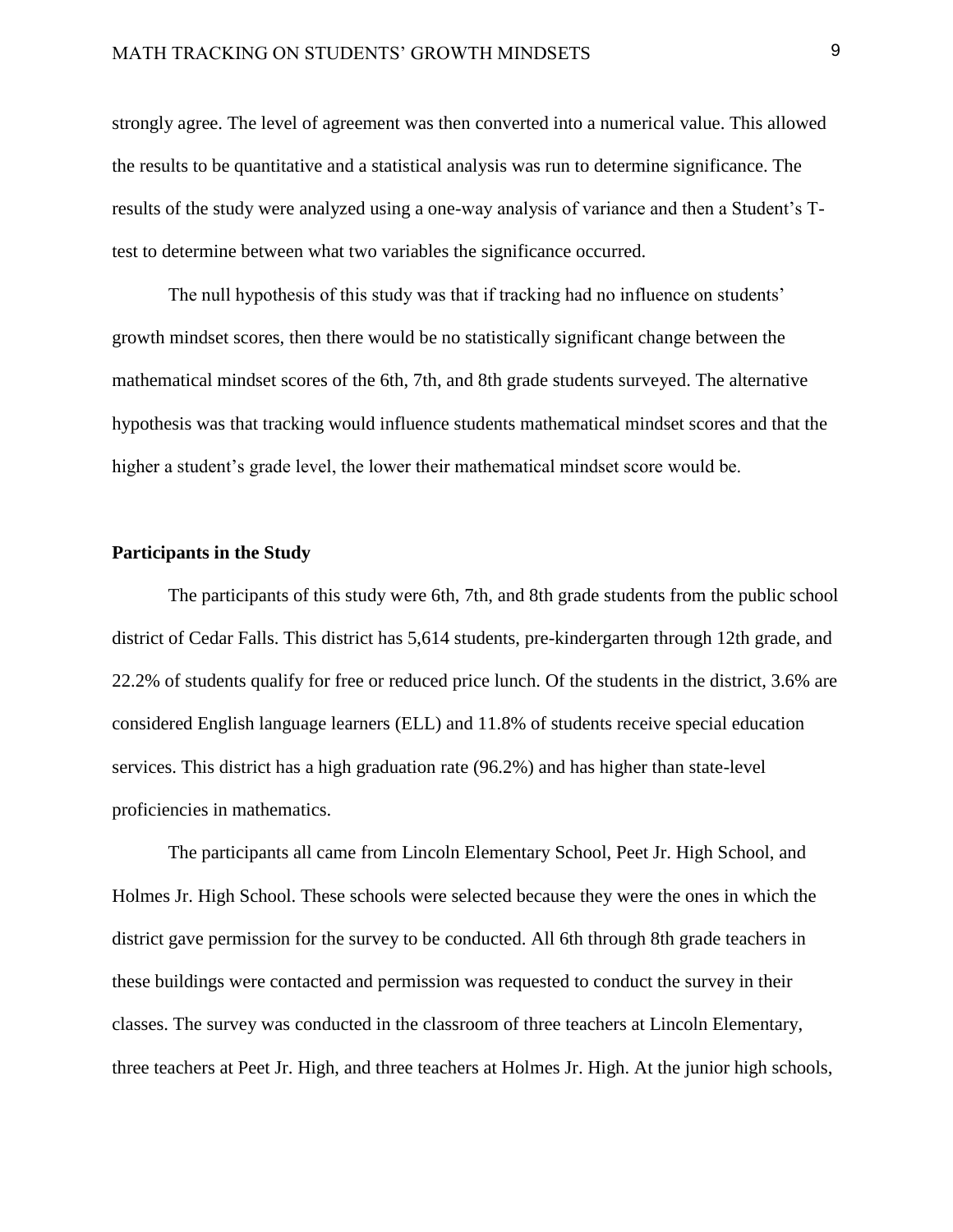strongly agree. The level of agreement was then converted into a numerical value. This allowed the results to be quantitative and a statistical analysis was run to determine significance. The results of the study were analyzed using a one-way analysis of variance and then a Student's T-test to determine between what two variables the significance occurred.

The null hypothesis of this study was that if tracking had no influence on students' growth mindset scores, then there would be no statistically significant change between the mathematical mindset scores of the 6th, 7th, and 8th grade students surveyed. The alternative hypothesis was that tracking would influence students mathematical mindset scores and that the higher a student's grade level, the lower their mathematical mindset score would be.

**Participants in the Study**

The participants of this study were 6th, 7th, and 8th grade students from the public school district of Cedar Falls. This district has 5,614 students, pre-kindergarten through 12th grade, and 22.2% of students qualify for free or reduced price lunch. Of the students in the district, 3.6% are considered English language learners (ELL) and 11.8% of students receive special education services. This district has a high graduation rate (96.2%) and has higher than state-level proficiencies in mathematics.

The participants all came from Lincoln Elementary School, Peet Jr. High School, and Holmes Jr. High School. These schools were selected because they were the ones in which the district gave permission for the survey to be conducted. All 6th through 8th grade teachers in these buildings were contacted and permission was requested to conduct the survey in their classes. The survey was conducted in the classroom of three teachers at Lincoln Elementary, three teachers at Peet Jr. High, and three teachers at Holmes Jr. High. At the junior high schools,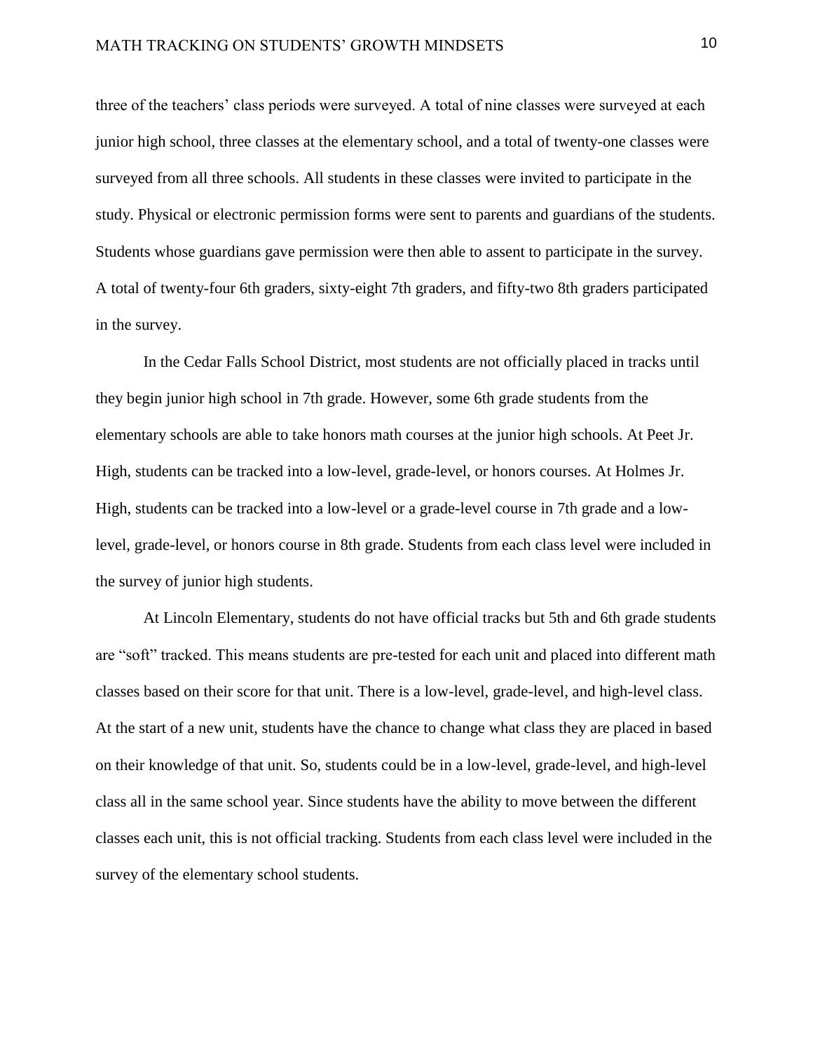three of the teachers' class periods were surveyed. A total of nine classes were surveyed at each junior high school, three classes at the elementary school, and a total of twenty-one classes were surveyed from all three schools. All students in these classes were invited to participate in the study. Physical or electronic permission forms were sent to parents and guardians of the students. Students whose guardians gave permission were then able to assent to participate in the survey. A total of twenty-four 6th graders, sixty-eight 7th graders, and fifty-two 8th graders participated in the survey.

In the Cedar Falls School District, most students are not officially placed in tracks until they begin junior high school in 7th grade. However, some 6th grade students from the elementary schools are able to take honors math courses at the junior high schools. At Peet Jr. High, students can be tracked into a low-level, grade-level, or honors courses. At Holmes Jr. High, students can be tracked into a low-level or a grade-level course in 7th grade and a low-level, grade-level, or honors course in 8th grade. Students from each class level were included in the survey of junior high students.

At Lincoln Elementary, students do not have official tracks but 5th and 6th grade students are "soft" tracked. This means students are pre-tested for each unit and placed into different math classes based on their score for that unit. There is a low-level, grade-level, and high-level class. At the start of a new unit, students have the chance to change what class they are placed in based on their knowledge of that unit. So, students could be in a low-level, grade-level, and high-level class all in the same school year. Since students have the ability to move between the different classes each unit, this is not official tracking. Students from each class level were included in the survey of the elementary school students.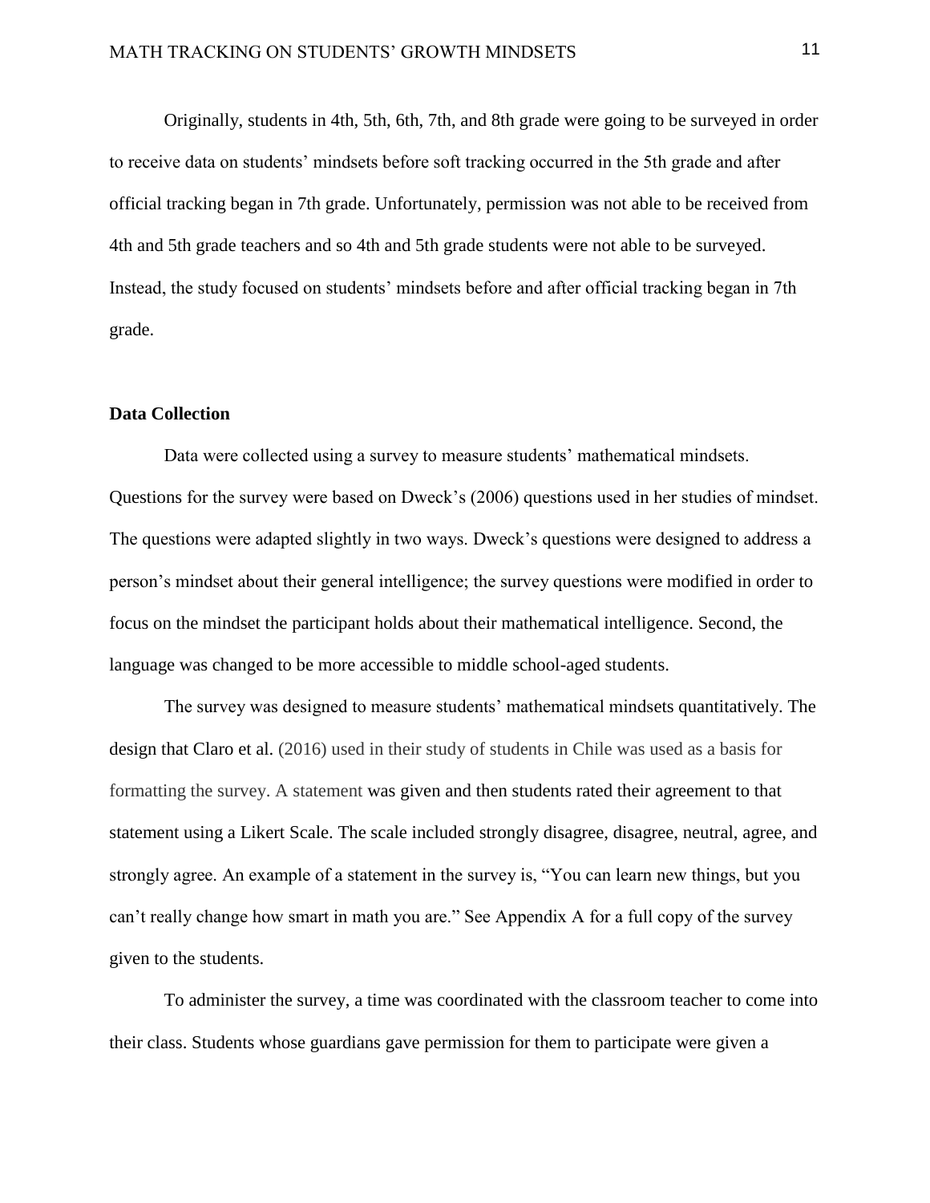Originally, students in 4th, 5th, 6th, 7th, and 8th grade were going to be surveyed in order to receive data on students' mindsets before soft tracking occurred in the 5th grade and after official tracking began in 7th grade. Unfortunately, permission was not able to be received from 4th and 5th grade teachers and so 4th and 5th grade students were not able to be surveyed. Instead, the study focused on students' mindsets before and after official tracking began in 7th grade.

**Data Collection**

Data were collected using a survey to measure students' mathematical mindsets. Questions for the survey were based on Dweck's (2006) questions used in her studies of mindset. The questions were adapted slightly in two ways. Dweck's questions were designed to address a person's mindset about their general intelligence; the survey questions were modified in order to focus on the mindset the participant holds about their mathematical intelligence. Second, the language was changed to be more accessible to middle school-aged students.

The survey was designed to measure students' mathematical mindsets quantitatively. The design that Claro et al. (2016) used in their study of students in Chile was used as a basis for formatting the survey. A statement was given and then students rated their agreement to that statement using a Likert Scale. The scale included strongly disagree, disagree, neutral, agree, and strongly agree. An example of a statement in the survey is, "You can learn new things, but you can't really change how smart in math you are." See Appendix A for a full copy of the survey given to the students.

To administer the survey, a time was coordinated with the classroom teacher to come into their class. Students whose guardians gave permission for them to participate were given a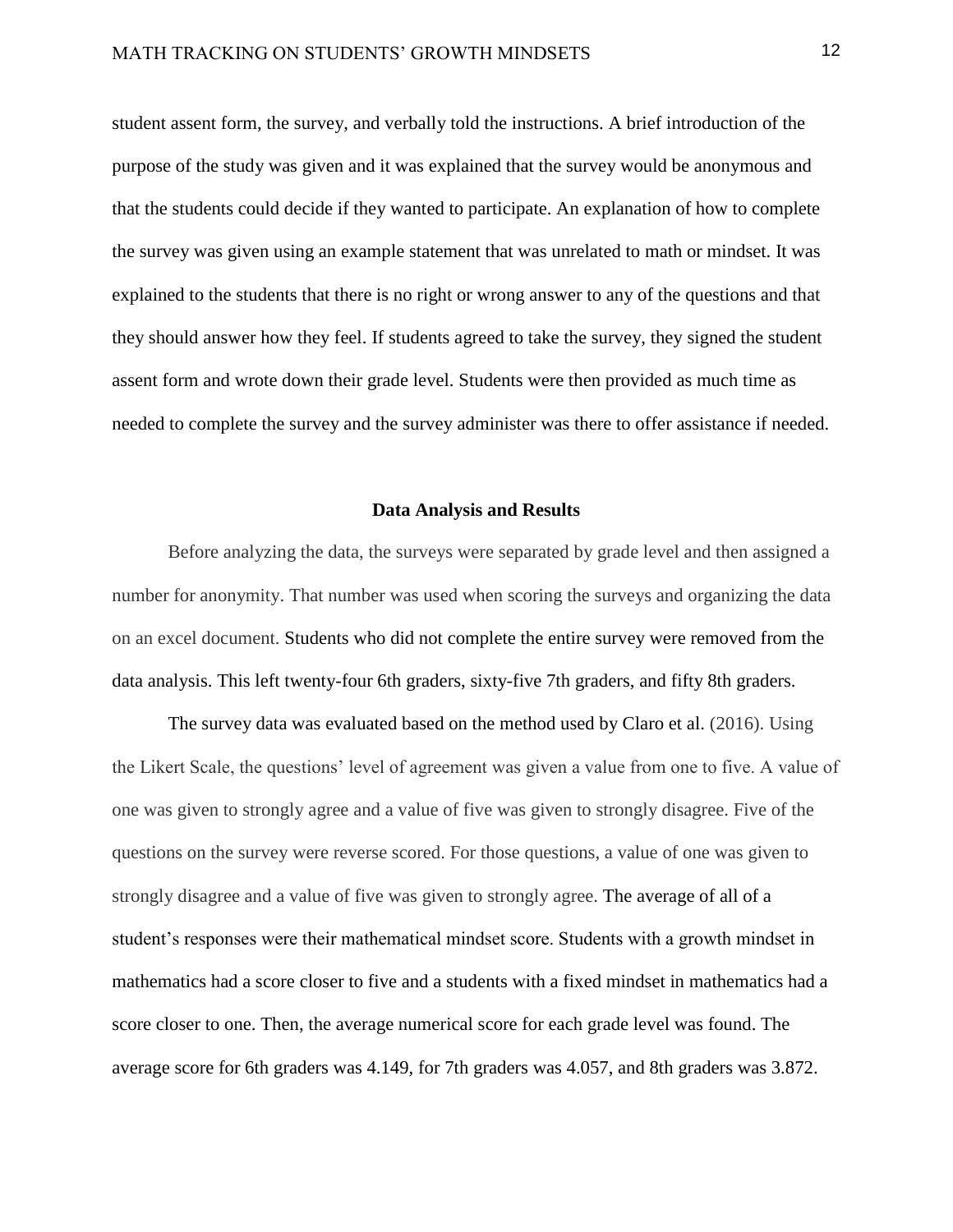student assent form, the survey, and verbally told the instructions. A brief introduction of the purpose of the study was given and it was explained that the survey would be anonymous and that the students could decide if they wanted to participate. An explanation of how to complete the survey was given using an example statement that was unrelated to math or mindset. It was explained to the students that there is no right or wrong answer to any of the questions and that they should answer how they feel. If students agreed to take the survey, they signed the student assent form and wrote down their grade level. Students were then provided as much time as needed to complete the survey and the survey administer was there to offer assistance if needed.

## Data Analysis and Results

Before analyzing the data, the surveys were separated by grade level and then assigned a number for anonymity. That number was used when scoring the surveys and organizing the data on an excel document. Students who did not complete the entire survey were removed from the data analysis. This left twenty-four 6th graders, sixty-five 7th graders, and fifty 8th graders.

The survey data was evaluated based on the method used by Claro et al. (2016). Using the Likert Scale, the questions' level of agreement was given a value from one to five. A value of one was given to strongly agree and a value of five was given to strongly disagree. Five of the questions on the survey were reverse scored. For those questions, a value of one was given to strongly disagree and a value of five was given to strongly agree. The average of all of a student's responses were their mathematical mindset score. Students with a growth mindset in mathematics had a score closer to five and a students with a fixed mindset in mathematics had a score closer to one. Then, the average numerical score for each grade level was found. The average score for 6th graders was 4.149, for 7th graders was 4.057, and 8th graders was 3.872.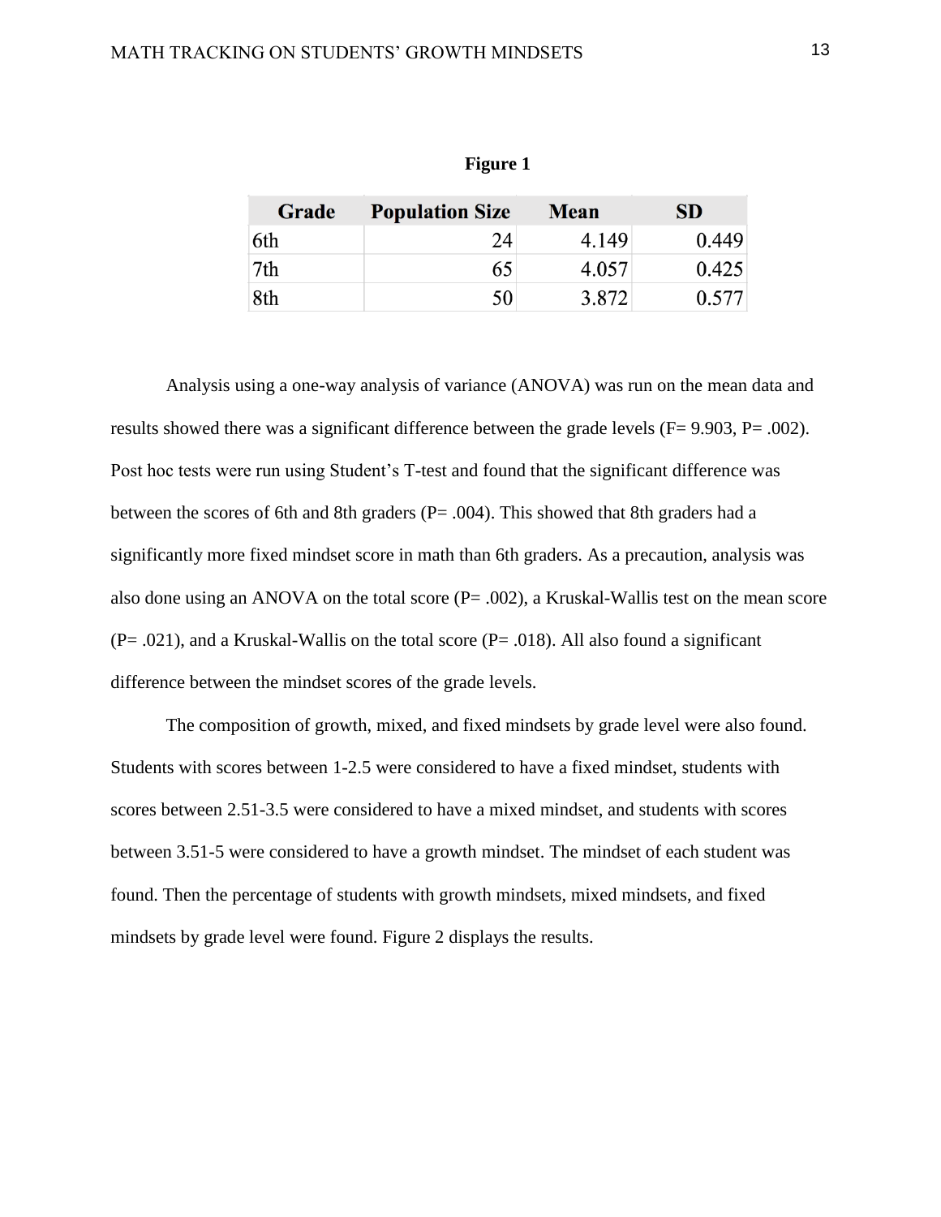**Figure 1**

| Grade | Population Size | Mean | SD |
|---|---|---|---|
| 6th | 24 | 4.149 | 0.449 |
| 7th | 65 | 4.057 | 0.425 |
| 8th | 50 | 3.872 | 0.577 |

Analysis using a one-way analysis of variance (ANOVA) was run on the mean data and results showed there was a significant difference between the grade levels ($F = 9.903$, $P = .002$). Post hoc tests were run using Student's T-test and found that the significant difference was between the scores of 6th and 8th graders ($P = .004$). This showed that 8th graders had a significantly more fixed mindset score in math than 6th graders. As a precaution, analysis was also done using an ANOVA on the total score ($P = .002$), a Kruskal-Wallis test on the mean score ($P = .021$), and a Kruskal-Wallis on the total score ($P = .018$). All also found a significant difference between the mindset scores of the grade levels.

The composition of growth, mixed, and fixed mindsets by grade level were also found. Students with scores between 1-2.5 were considered to have a fixed mindset, students with scores between 2.51-3.5 were considered to have a mixed mindset, and students with scores between 3.51-5 were considered to have a growth mindset. The mindset of each student was found. Then the percentage of students with growth mindsets, mixed mindsets, and fixed mindsets by grade level were found. Figure 2 displays the results.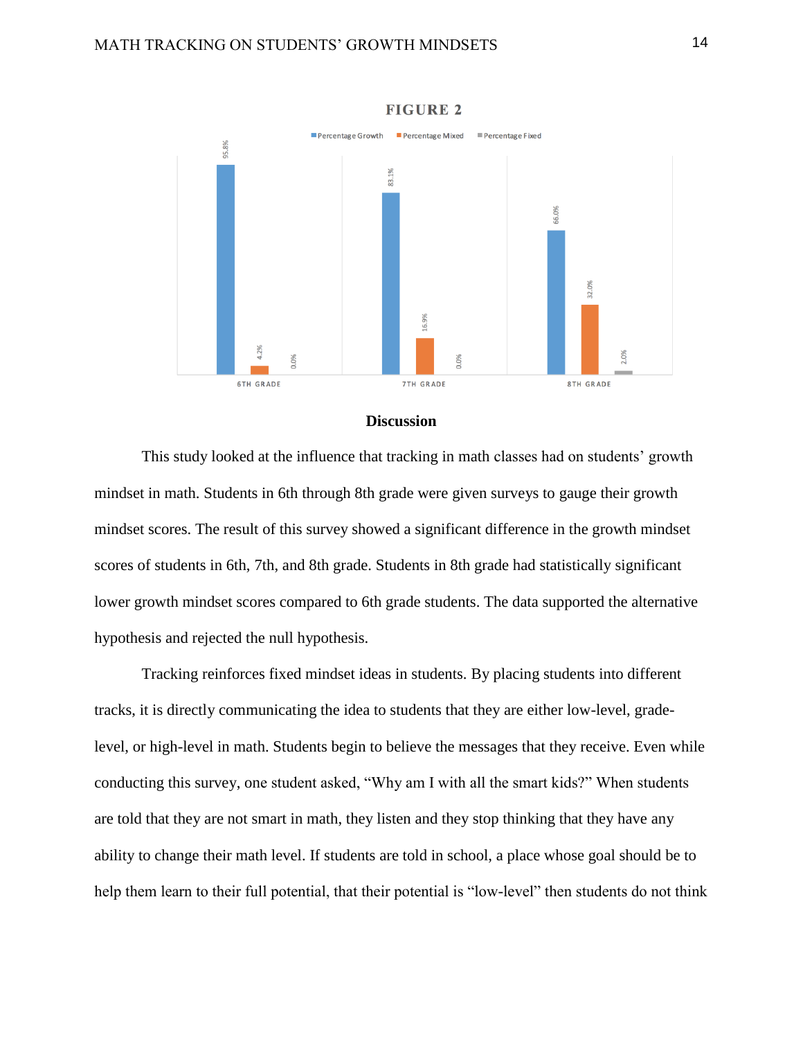**FIGURE 2**

| | Percentage Growth | Percentage Mixed | Percentage Fixed |
|---|---|---|---|
| 6TH GRADE | 95.8% | 4.2% | 0.0% |
| 7TH GRADE | 83.1% | 16.9% | 0.0% |
| 8TH GRADE | 66.0% | 32.0% | 2.0% |

## Discussion

This study looked at the influence that tracking in math classes had on students' growth mindset in math. Students in 6th through 8th grade were given surveys to gauge their growth mindset scores. The result of this survey showed a significant difference in the growth mindset scores of students in 6th, 7th, and 8th grade. Students in 8th grade had statistically significant lower growth mindset scores compared to 6th grade students. The data supported the alternative hypothesis and rejected the null hypothesis.

Tracking reinforces fixed mindset ideas in students. By placing students into different tracks, it is directly communicating the idea to students that they are either low-level, grade-level, or high-level in math. Students begin to believe the messages that they receive. Even while conducting this survey, one student asked, "Why am I with all the smart kids?" When students are told that they are not smart in math, they listen and they stop thinking that they have any ability to change their math level. If students are told in school, a place whose goal should be to help them learn to their full potential, that their potential is "low-level" then students do not think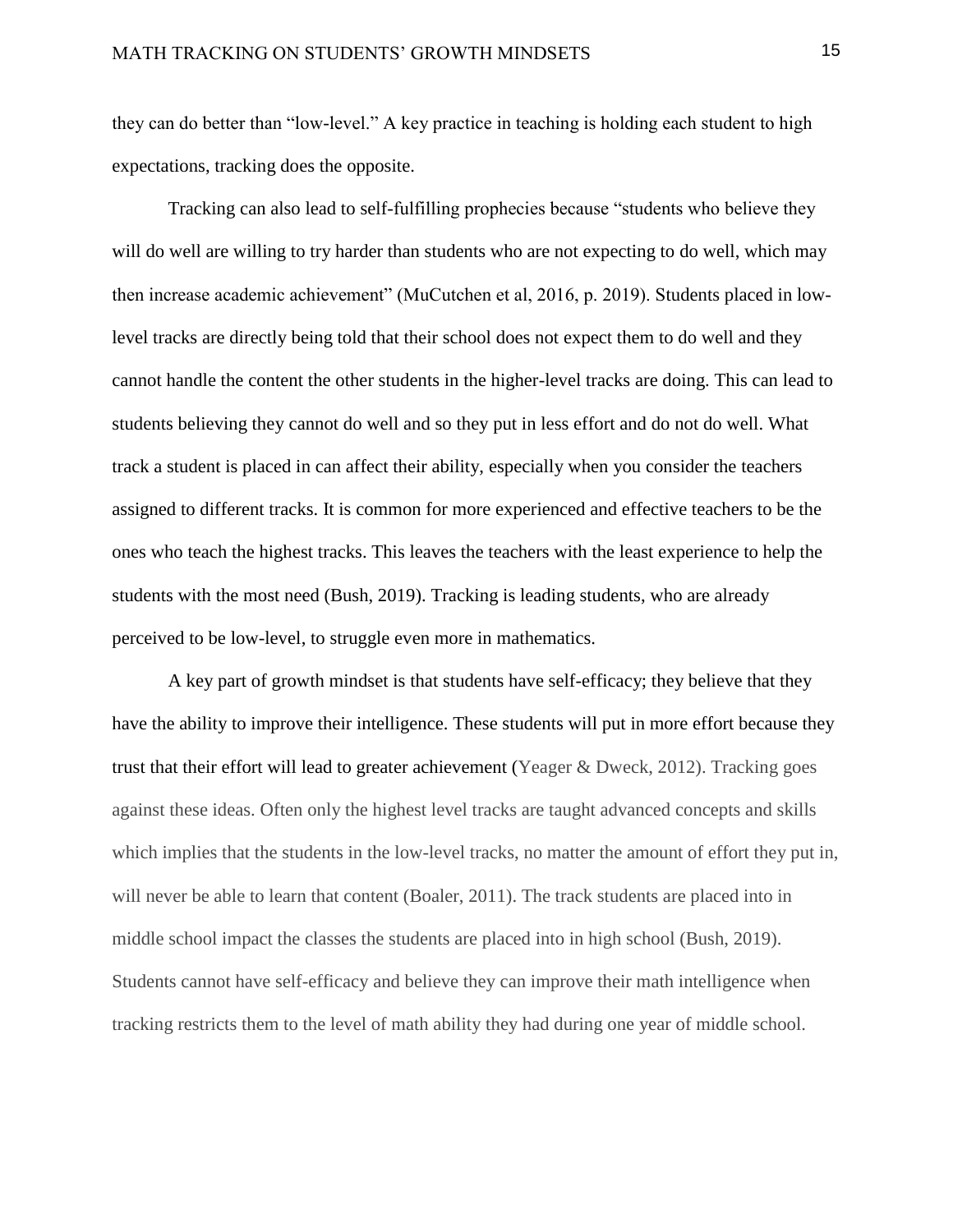they can do better than “low-level.” A key practice in teaching is holding each student to high expectations, tracking does the opposite.

Tracking can also lead to self-fulfilling prophecies because “students who believe they will do well are willing to try harder than students who are not expecting to do well, which may then increase academic achievement” (MuCutchen et al, 2016, p. 2019). Students placed in low-level tracks are directly being told that their school does not expect them to do well and they cannot handle the content the other students in the higher-level tracks are doing. This can lead to students believing they cannot do well and so they put in less effort and do not do well. What track a student is placed in can affect their ability, especially when you consider the teachers assigned to different tracks. It is common for more experienced and effective teachers to be the ones who teach the highest tracks. This leaves the teachers with the least experience to help the students with the most need (Bush, 2019). Tracking is leading students, who are already perceived to be low-level, to struggle even more in mathematics.

A key part of growth mindset is that students have self-efficacy; they believe that they have the ability to improve their intelligence. These students will put in more effort because they trust that their effort will lead to greater achievement (Yeager & Dweck, 2012). Tracking goes against these ideas. Often only the highest level tracks are taught advanced concepts and skills which implies that the students in the low-level tracks, no matter the amount of effort they put in, will never be able to learn that content (Boaler, 2011). The track students are placed into in middle school impact the classes the students are placed into in high school (Bush, 2019). Students cannot have self-efficacy and believe they can improve their math intelligence when tracking restricts them to the level of math ability they had during one year of middle school.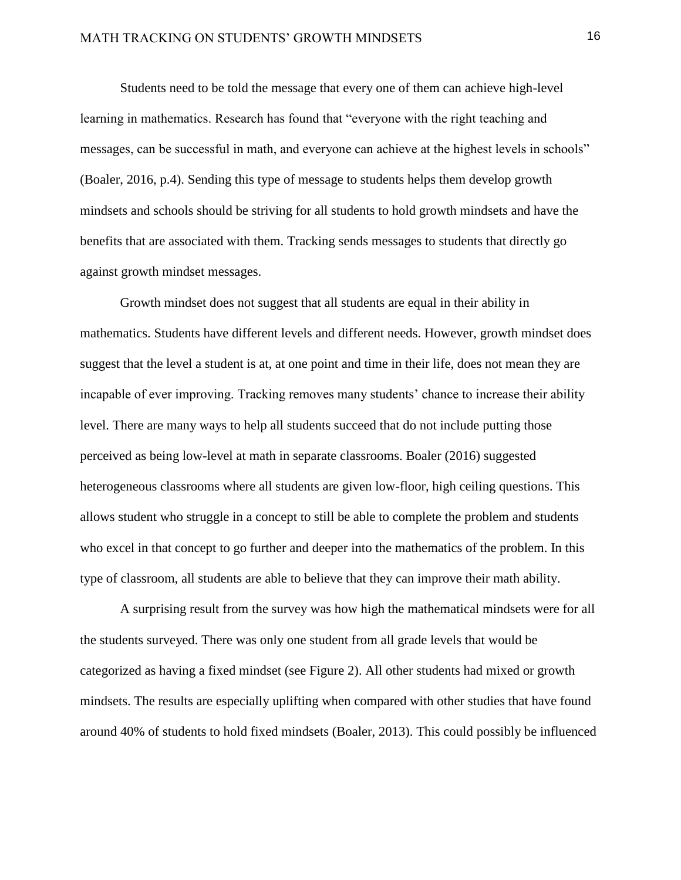Students need to be told the message that every one of them can achieve high-level learning in mathematics. Research has found that "everyone with the right teaching and messages, can be successful in math, and everyone can achieve at the highest levels in schools" (Boaler, 2016, p.4). Sending this type of message to students helps them develop growth mindsets and schools should be striving for all students to hold growth mindsets and have the benefits that are associated with them. Tracking sends messages to students that directly go against growth mindset messages.

Growth mindset does not suggest that all students are equal in their ability in mathematics. Students have different levels and different needs. However, growth mindset does suggest that the level a student is at, at one point and time in their life, does not mean they are incapable of ever improving. Tracking removes many students' chance to increase their ability level. There are many ways to help all students succeed that do not include putting those perceived as being low-level at math in separate classrooms. Boaler (2016) suggested heterogeneous classrooms where all students are given low-floor, high ceiling questions. This allows student who struggle in a concept to still be able to complete the problem and students who excel in that concept to go further and deeper into the mathematics of the problem. In this type of classroom, all students are able to believe that they can improve their math ability.

A surprising result from the survey was how high the mathematical mindsets were for all the students surveyed. There was only one student from all grade levels that would be categorized as having a fixed mindset (see Figure 2). All other students had mixed or growth mindsets. The results are especially uplifting when compared with other studies that have found around 40% of students to hold fixed mindsets (Boaler, 2013). This could possibly be influenced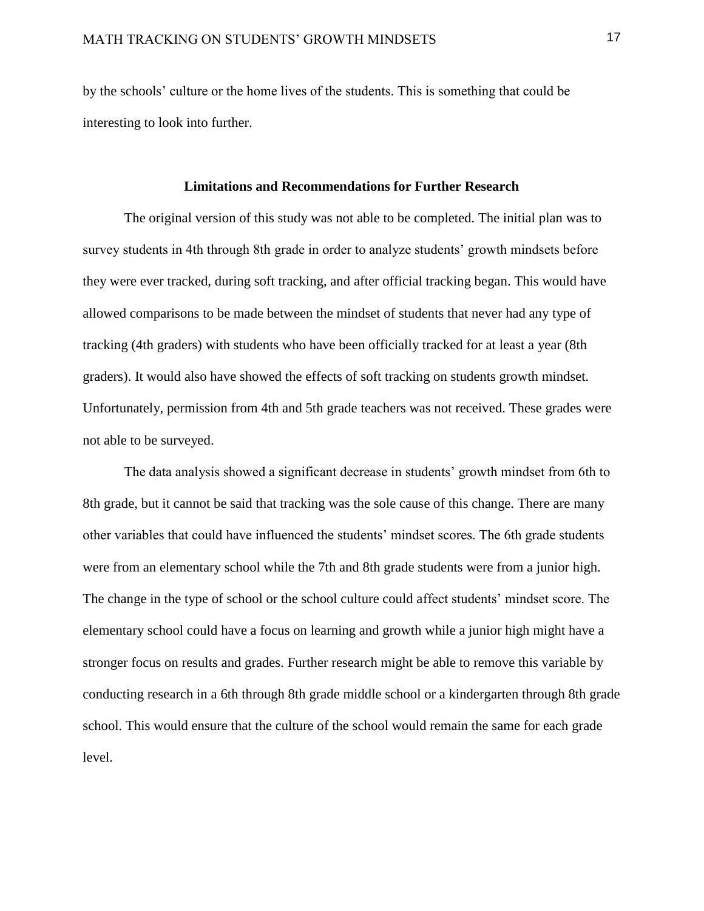by the schools' culture or the home lives of the students. This is something that could be interesting to look into further.

## Limitations and Recommendations for Further Research

The original version of this study was not able to be completed. The initial plan was to survey students in 4th through 8th grade in order to analyze students' growth mindsets before they were ever tracked, during soft tracking, and after official tracking began. This would have allowed comparisons to be made between the mindset of students that never had any type of tracking (4th graders) with students who have been officially tracked for at least a year (8th graders). It would also have showed the effects of soft tracking on students growth mindset. Unfortunately, permission from 4th and 5th grade teachers was not received. These grades were not able to be surveyed.

The data analysis showed a significant decrease in students' growth mindset from 6th to 8th grade, but it cannot be said that tracking was the sole cause of this change. There are many other variables that could have influenced the students' mindset scores. The 6th grade students were from an elementary school while the 7th and 8th grade students were from a junior high. The change in the type of school or the school culture could affect students' mindset score. The elementary school could have a focus on learning and growth while a junior high might have a stronger focus on results and grades. Further research might be able to remove this variable by conducting research in a 6th through 8th grade middle school or a kindergarten through 8th grade school. This would ensure that the culture of the school would remain the same for each grade level.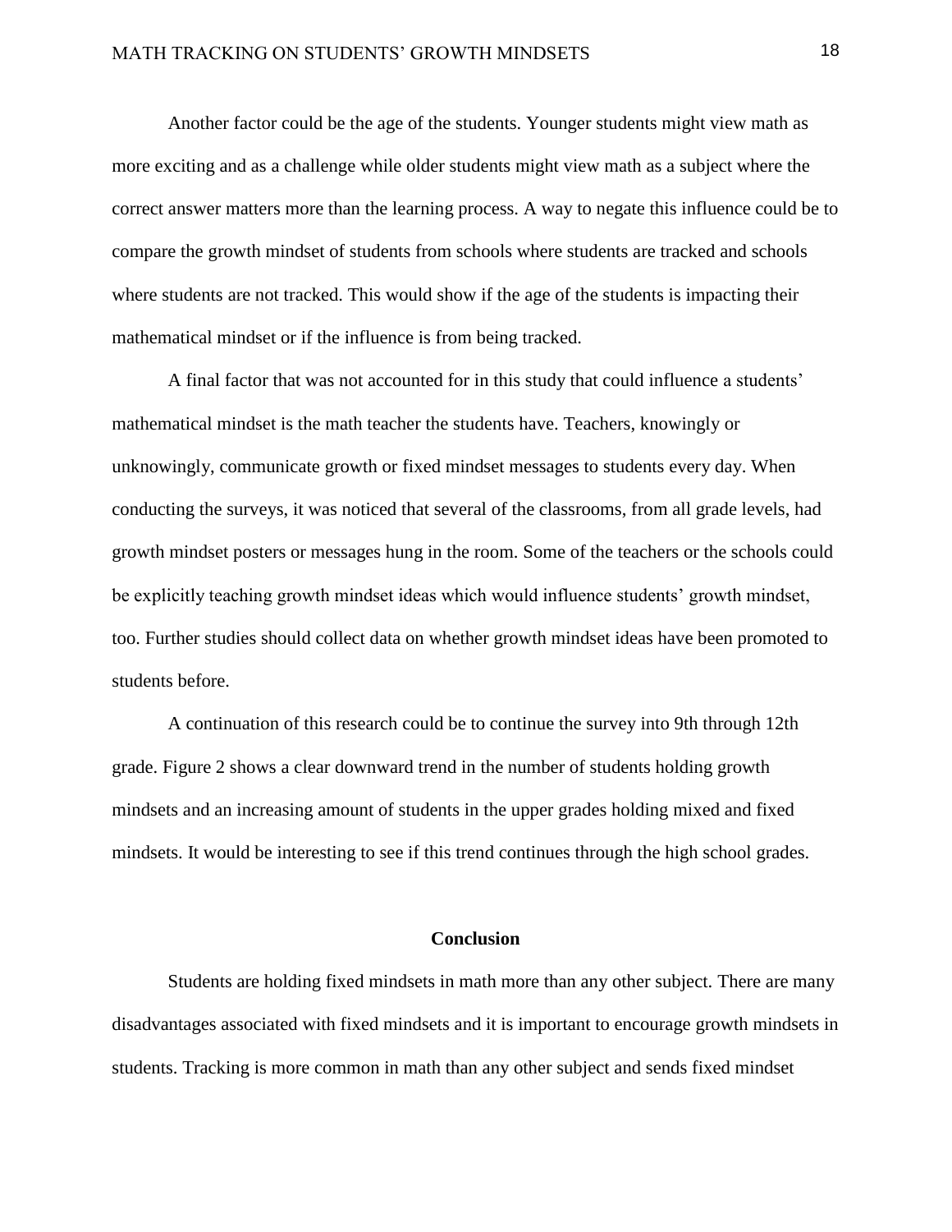Another factor could be the age of the students. Younger students might view math as more exciting and as a challenge while older students might view math as a subject where the correct answer matters more than the learning process. A way to negate this influence could be to compare the growth mindset of students from schools where students are tracked and schools where students are not tracked. This would show if the age of the students is impacting their mathematical mindset or if the influence is from being tracked.

A final factor that was not accounted for in this study that could influence a students' mathematical mindset is the math teacher the students have. Teachers, knowingly or unknowingly, communicate growth or fixed mindset messages to students every day. When conducting the surveys, it was noticed that several of the classrooms, from all grade levels, had growth mindset posters or messages hung in the room. Some of the teachers or the schools could be explicitly teaching growth mindset ideas which would influence students' growth mindset, too. Further studies should collect data on whether growth mindset ideas have been promoted to students before.

A continuation of this research could be to continue the survey into 9th through 12th grade. Figure 2 shows a clear downward trend in the number of students holding growth mindsets and an increasing amount of students in the upper grades holding mixed and fixed mindsets. It would be interesting to see if this trend continues through the high school grades.

## Conclusion

Students are holding fixed mindsets in math more than any other subject. There are many disadvantages associated with fixed mindsets and it is important to encourage growth mindsets in students. Tracking is more common in math than any other subject and sends fixed mindset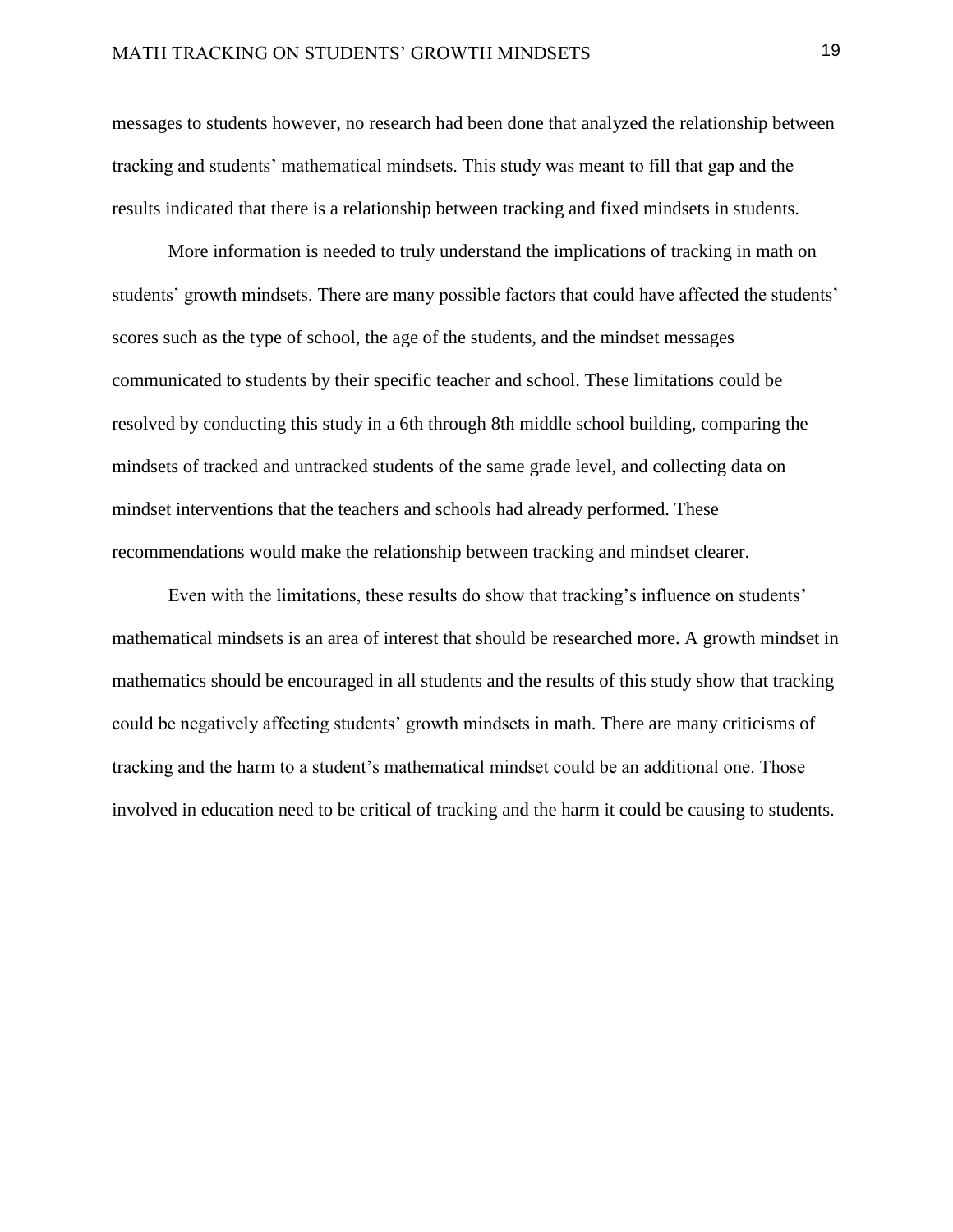messages to students however, no research had been done that analyzed the relationship between tracking and students' mathematical mindsets. This study was meant to fill that gap and the results indicated that there is a relationship between tracking and fixed mindsets in students.

More information is needed to truly understand the implications of tracking in math on students' growth mindsets. There are many possible factors that could have affected the students' scores such as the type of school, the age of the students, and the mindset messages communicated to students by their specific teacher and school. These limitations could be resolved by conducting this study in a 6th through 8th middle school building, comparing the mindsets of tracked and untracked students of the same grade level, and collecting data on mindset interventions that the teachers and schools had already performed. These recommendations would make the relationship between tracking and mindset clearer.

Even with the limitations, these results do show that tracking's influence on students' mathematical mindsets is an area of interest that should be researched more. A growth mindset in mathematics should be encouraged in all students and the results of this study show that tracking could be negatively affecting students' growth mindsets in math. There are many criticisms of tracking and the harm to a student's mathematical mindset could be an additional one. Those involved in education need to be critical of tracking and the harm it could be causing to students.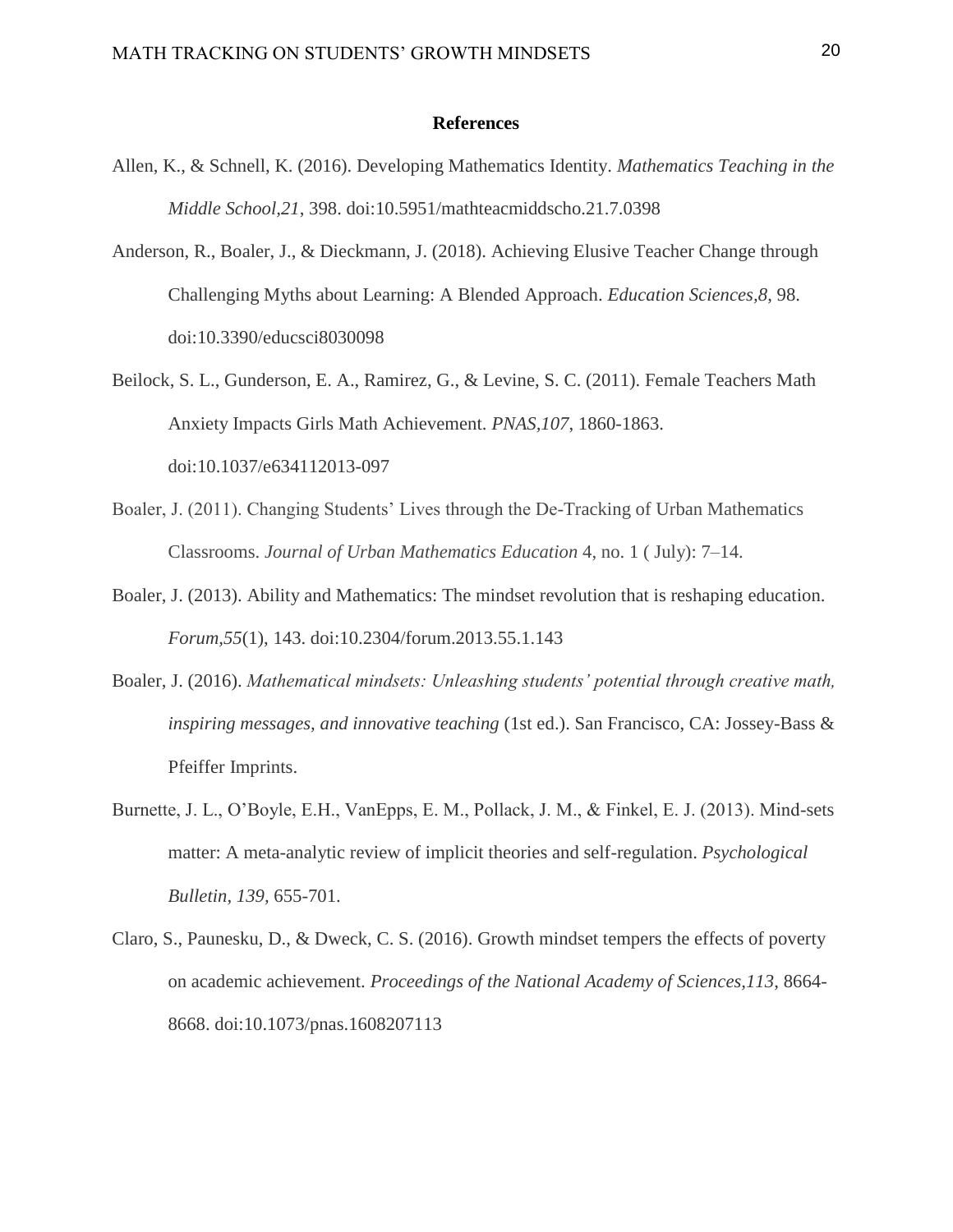**References**

Allen, K., & Schnell, K. (2016). Developing Mathematics Identity. *Mathematics Teaching in the Middle School,21*, 398. doi:10.5951/mathteacmiddscho.21.7.0398

Anderson, R., Boaler, J., & Dieckmann, J. (2018). Achieving Elusive Teacher Change through Challenging Myths about Learning: A Blended Approach. *Education Sciences,8*, 98. doi:10.3390/educsci8030098

Beilock, S. L., Gunderson, E. A., Ramirez, G., & Levine, S. C. (2011). Female Teachers Math Anxiety Impacts Girls Math Achievement. *PNAS,107*, 1860-1863. doi:10.1037/e634112013-097

Boaler, J. (2011). Changing Students' Lives through the De-Tracking of Urban Mathematics Classrooms. *Journal of Urban Mathematics Education* 4, no. 1 ( July): 7–14.

Boaler, J. (2013). Ability and Mathematics: The mindset revolution that is reshaping education. *Forum,55*(1), 143. doi:10.2304/forum.2013.55.1.143

Boaler, J. (2016). *Mathematical mindsets: Unleashing students' potential through creative math, inspiring messages, and innovative teaching* (1st ed.). San Francisco, CA: Jossey-Bass & Pfeiffer Imprints.

Burnette, J. L., O'Boyle, E.H., VanEpps, E. M., Pollack, J. M., & Finkel, E. J. (2013). Mind-sets matter: A meta-analytic review of implicit theories and self-regulation. *Psychological Bulletin, 139,* 655-701.

Claro, S., Paunesku, D., & Dweck, C. S. (2016). Growth mindset tempers the effects of poverty on academic achievement. *Proceedings of the National Academy of Sciences,113*, 8664-8668. doi:10.1073/pnas.1608207113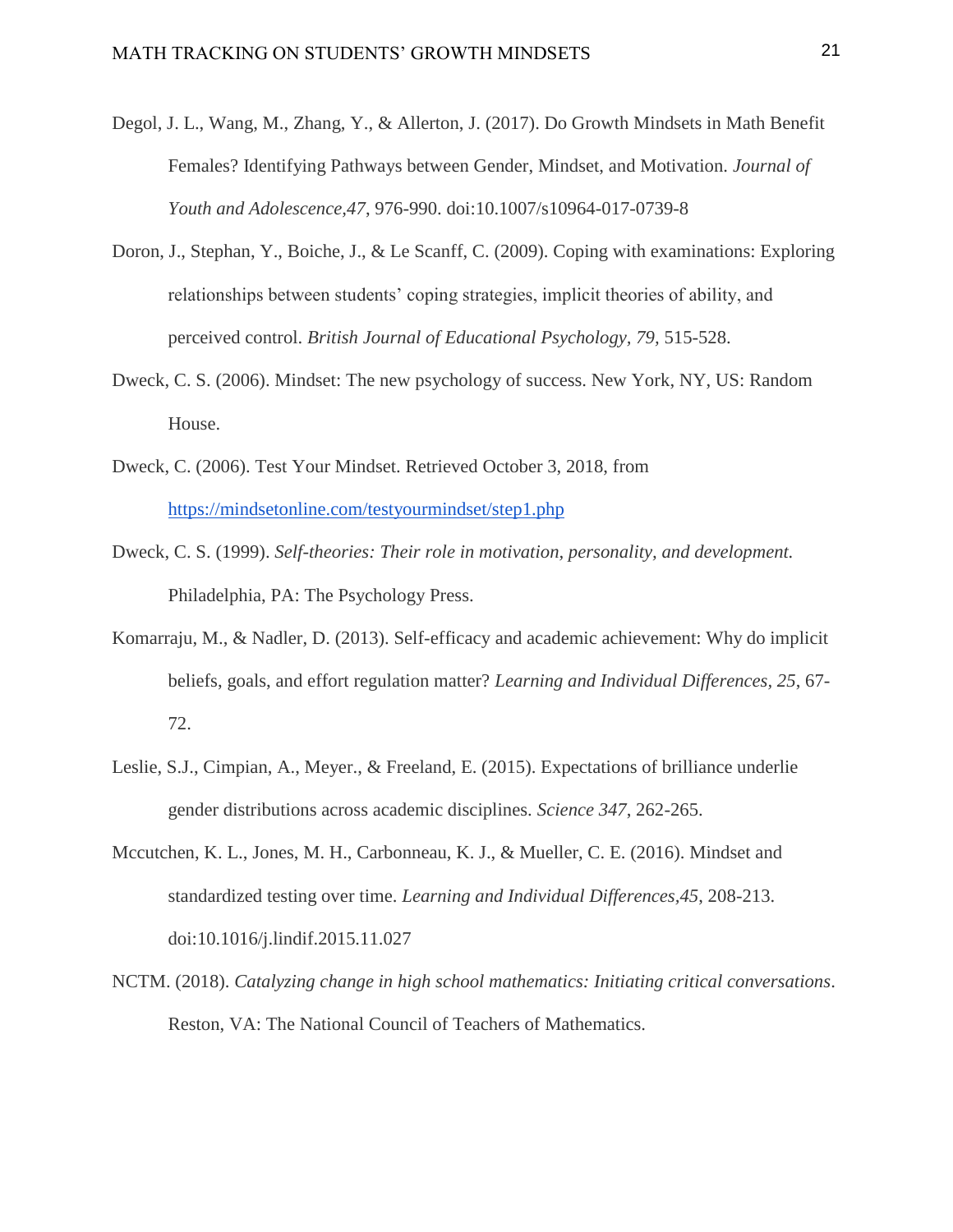Degol, J. L., Wang, M., Zhang, Y., & Allerton, J. (2017). Do Growth Mindsets in Math Benefit Females? Identifying Pathways between Gender, Mindset, and Motivation. *Journal of Youth and Adolescence,47*, 976-990. doi:10.1007/s10964-017-0739-8

Doron, J., Stephan, Y., Boiche, J., & Le Scanff, C. (2009). Coping with examinations: Exploring relationships between students' coping strategies, implicit theories of ability, and perceived control. *British Journal of Educational Psychology, 79*, 515-528.

Dweck, C. S. (2006). Mindset: The new psychology of success. New York, NY, US: Random House.

Dweck, C. (2006). Test Your Mindset. Retrieved October 3, 2018, from https://mindsetonline.com/testyourmindset/step1.php

Dweck, C. S. (1999). *Self-theories: Their role in motivation, personality, and development.* Philadelphia, PA: The Psychology Press.

Komarraju, M., & Nadler, D. (2013). Self-efficacy and academic achievement: Why do implicit beliefs, goals, and effort regulation matter? *Learning and Individual Differences, 25*, 67-72.

Leslie, S.J., Cimpian, A., Meyer., & Freeland, E. (2015). Expectations of brilliance underlie gender distributions across academic disciplines. *Science 347*, 262-265.

Mccutchen, K. L., Jones, M. H., Carbonneau, K. J., & Mueller, C. E. (2016). Mindset and standardized testing over time. *Learning and Individual Differences,45*, 208-213. doi:10.1016/j.lindif.2015.11.027

NCTM. (2018). *Catalyzing change in high school mathematics: Initiating critical conversations*. Reston, VA: The National Council of Teachers of Mathematics.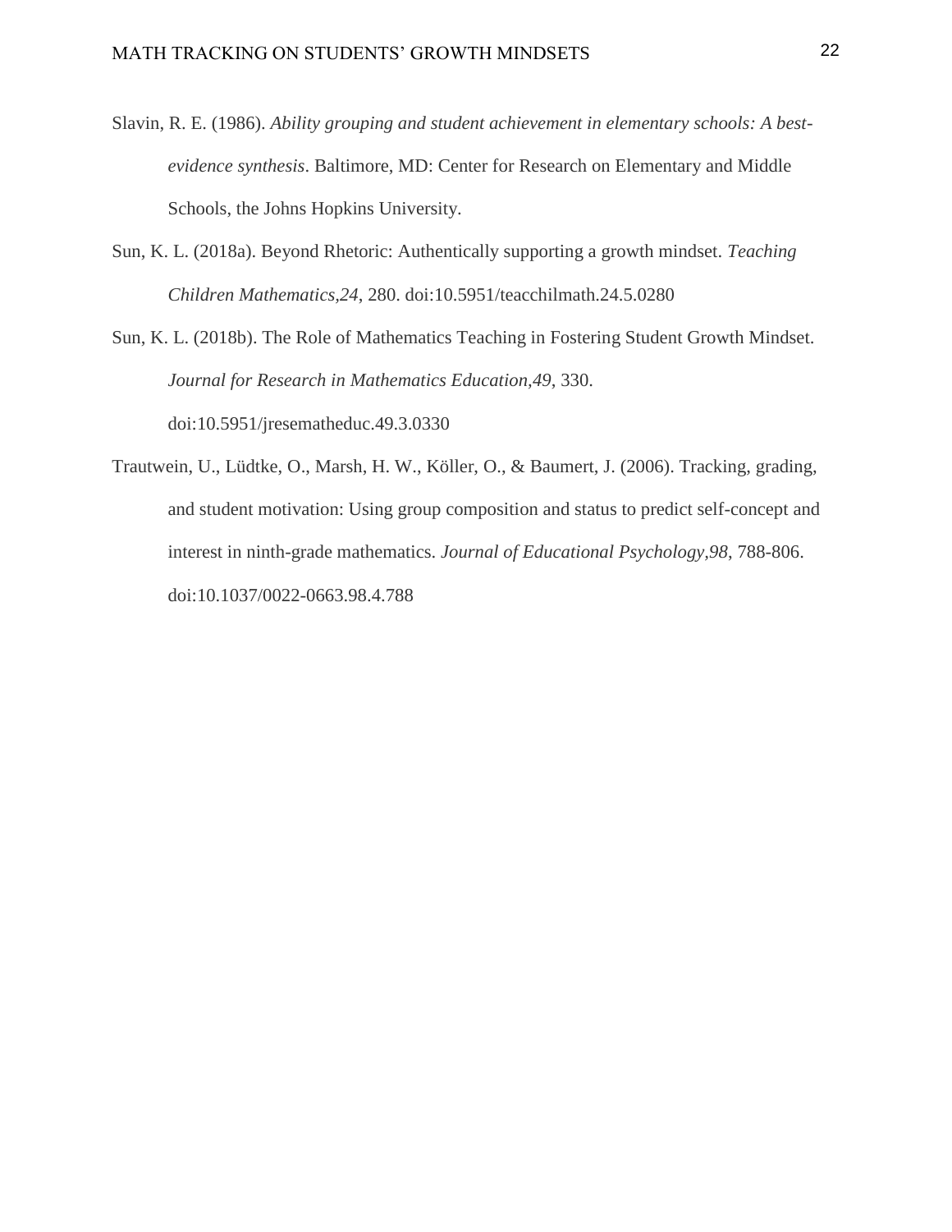Slavin, R. E. (1986). *Ability grouping and student achievement in elementary schools: A best-evidence synthesis*. Baltimore, MD: Center for Research on Elementary and Middle Schools, the Johns Hopkins University.

Sun, K. L. (2018a). Beyond Rhetoric: Authentically supporting a growth mindset. *Teaching Children Mathematics,24*, 280. doi:10.5951/teacchilmath.24.5.0280

Sun, K. L. (2018b). The Role of Mathematics Teaching in Fostering Student Growth Mindset. *Journal for Research in Mathematics Education,49*, 330. doi:10.5951/jresematheduc.49.3.0330

Trautwein, U., Lüdtke, O., Marsh, H. W., Köller, O., & Baumert, J. (2006). Tracking, grading, and student motivation: Using group composition and status to predict self-concept and interest in ninth-grade mathematics. *Journal of Educational Psychology,98*, 788-806. doi:10.1037/0022-0663.98.4.788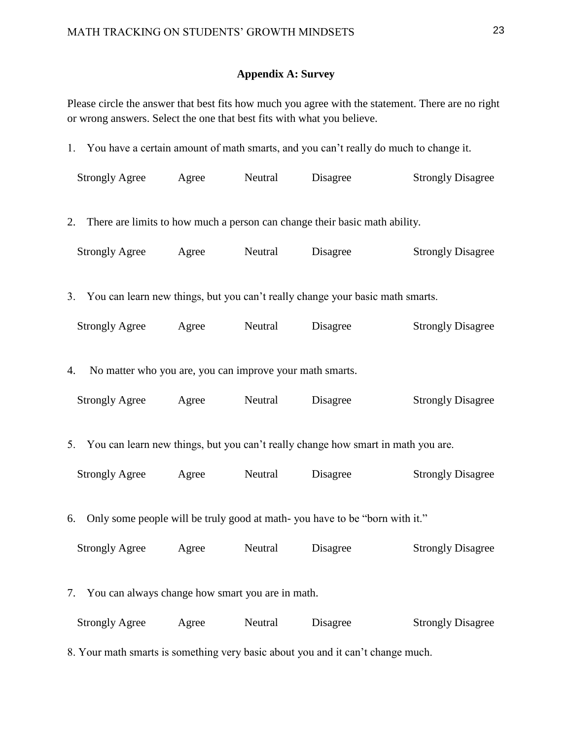## Appendix A: Survey

Please circle the answer that best fits how much you agree with the statement. There are no right or wrong answers. Select the one that best fits with what you believe.

1. You have a certain amount of math smarts, and you can't really do much to change it.

   Strongly Agree   Agree   Neutral   Disagree   Strongly Disagree

2. There are limits to how much a person can change their basic math ability.

   Strongly Agree   Agree   Neutral   Disagree   Strongly Disagree

3. You can learn new things, but you can't really change your basic math smarts.

   Strongly Agree   Agree   Neutral   Disagree   Strongly Disagree

4. No matter who you are, you can improve your math smarts.

   Strongly Agree   Agree   Neutral   Disagree   Strongly Disagree

5. You can learn new things, but you can't really change how smart in math you are.

   Strongly Agree   Agree   Neutral   Disagree   Strongly Disagree

6. Only some people will be truly good at math- you have to be "born with it."

   Strongly Agree   Agree   Neutral   Disagree   Strongly Disagree

7. You can always change how smart you are in math.

   Strongly Agree   Agree   Neutral   Disagree   Strongly Disagree

8. Your math smarts is something very basic about you and it can't change much.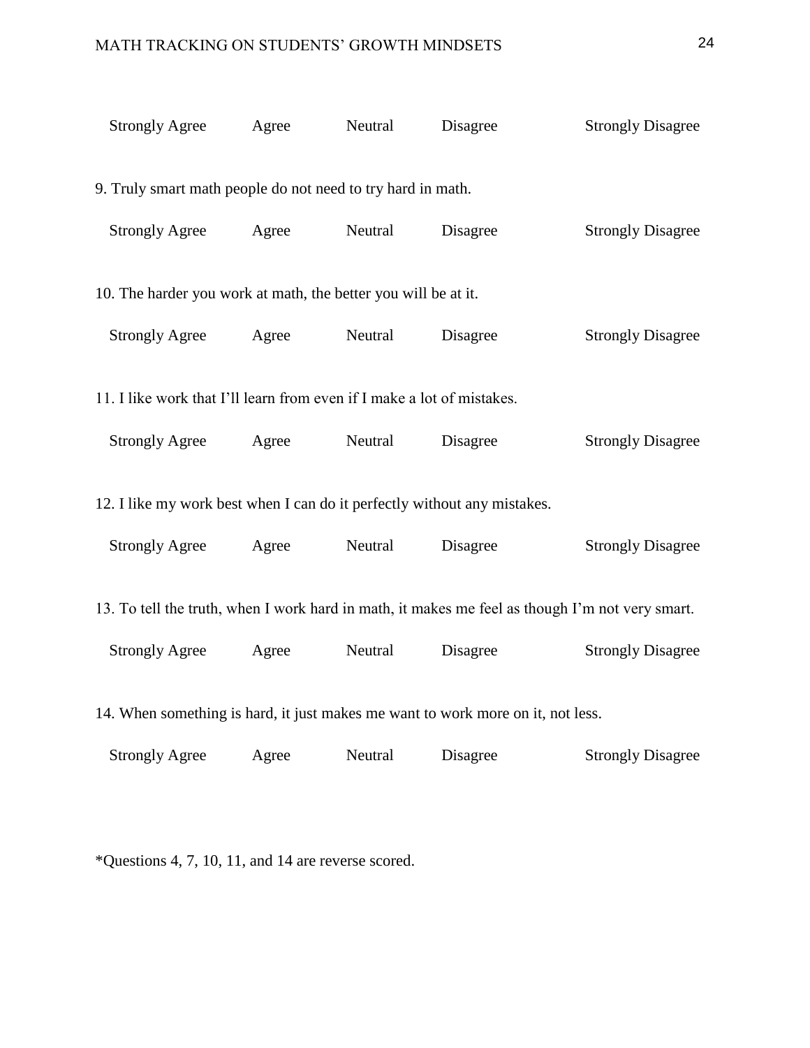Strongly Agree Agree Neutral Disagree Strongly Disagree

9. Truly smart math people do not need to try hard in math.

Strongly Agree Agree Neutral Disagree Strongly Disagree

10. The harder you work at math, the better you will be at it.

Strongly Agree Agree Neutral Disagree Strongly Disagree

11. I like work that I'll learn from even if I make a lot of mistakes.

Strongly Agree Agree Neutral Disagree Strongly Disagree

12. I like my work best when I can do it perfectly without any mistakes.

Strongly Agree Agree Neutral Disagree Strongly Disagree

13. To tell the truth, when I work hard in math, it makes me feel as though I'm not very smart.

Strongly Agree Agree Neutral Disagree Strongly Disagree

14. When something is hard, it just makes me want to work more on it, not less.

Strongly Agree Agree Neutral Disagree Strongly Disagree

*Questions 4, 7, 10, 11, and 14 are reverse scored.